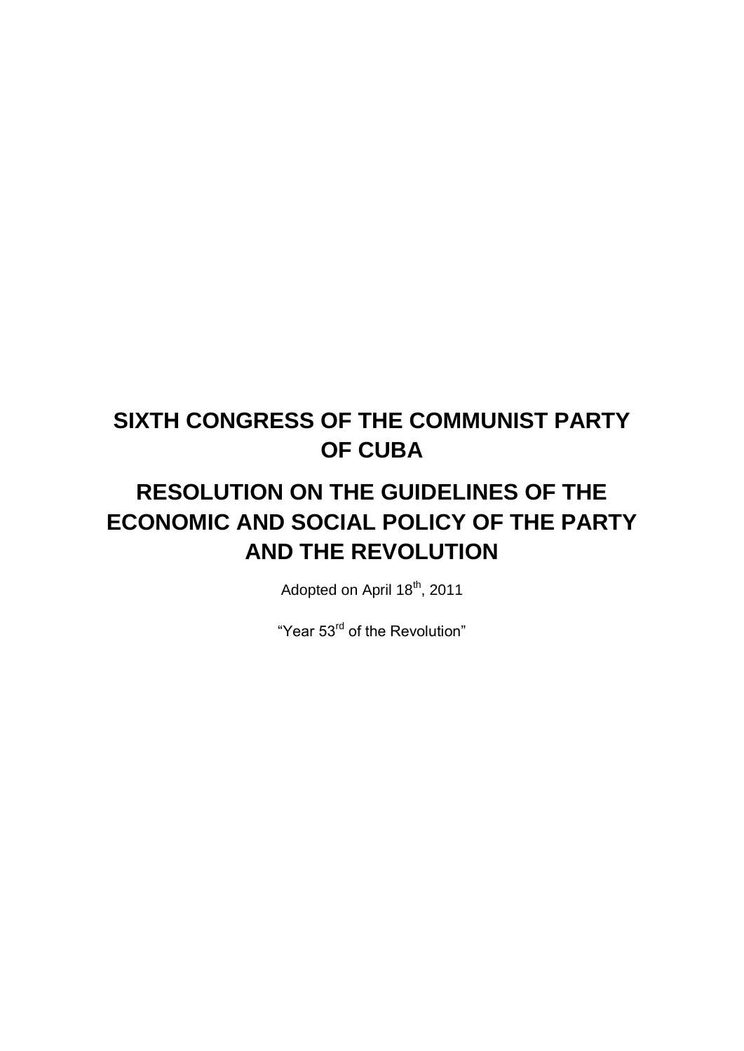# SIXTH CONGRESS OF THE COMMUNIST PARTY OF CUBA

# RESOLUTION ON THE GUIDELINES OF THE ECONOMIC AND SOCIAL POLICY OF THE PARTY AND THE REVOLUTION

Adopted on April 18th, 2011

"Year 53rd of the Revolution"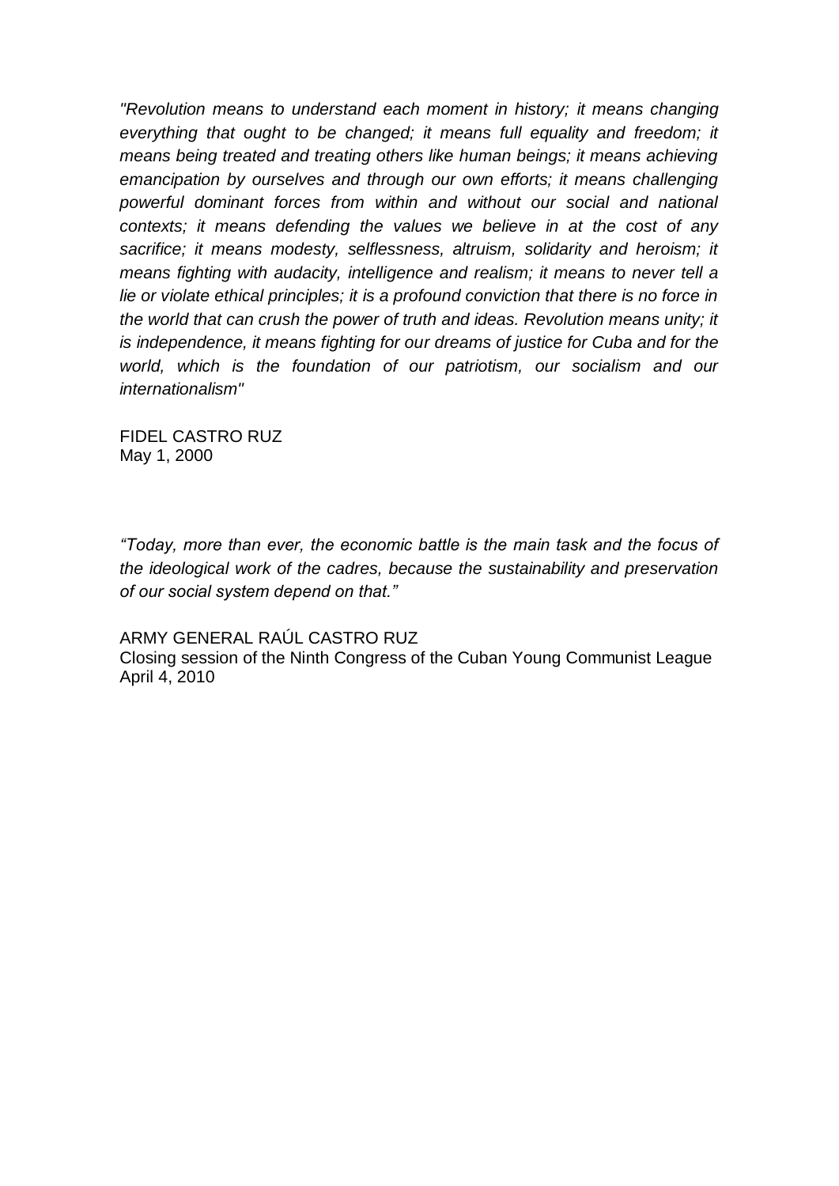*"Revolution means to understand each moment in history; it means changing everything that ought to be changed; it means full equality and freedom; it means being treated and treating others like human beings; it means achieving emancipation by ourselves and through our own efforts; it means challenging powerful dominant forces from within and without our social and national contexts; it means defending the values we believe in at the cost of any sacrifice; it means modesty, selflessness, altruism, solidarity and heroism; it means fighting with audacity, intelligence and realism; it means to never tell a lie or violate ethical principles; it is a profound conviction that there is no force in the world that can crush the power of truth and ideas. Revolution means unity; it is independence, it means fighting for our dreams of justice for Cuba and for the world, which is the foundation of our patriotism, our socialism and our internationalism"*

FIDEL CASTRO RUZ
May 1, 2000

*"Today, more than ever, the economic battle is the main task and the focus of the ideological work of the cadres, because the sustainability and preservation of our social system depend on that."*

ARMY GENERAL RAÚL CASTRO RUZ
Closing session of the Ninth Congress of the Cuban Young Communist League
April 4, 2010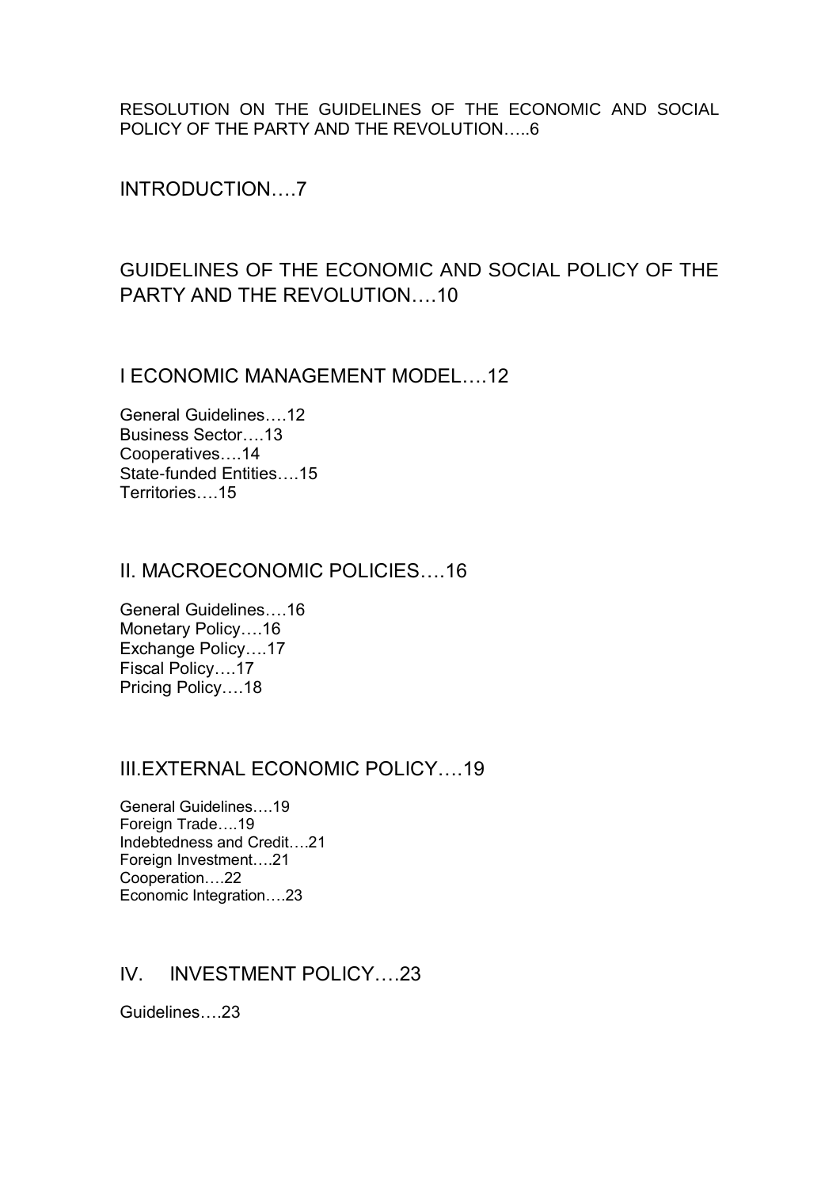RESOLUTION ON THE GUIDELINES OF THE ECONOMIC AND SOCIAL POLICY OF THE PARTY AND THE REVOLUTION…..6

INTRODUCTION….7

GUIDELINES OF THE ECONOMIC AND SOCIAL POLICY OF THE PARTY AND THE REVOLUTION….10

I ECONOMIC MANAGEMENT MODEL….12

General Guidelines….12
Business Sector….13
Cooperatives….14
State-funded Entities….15
Territories….15

II. MACROECONOMIC POLICIES….16

General Guidelines….16
Monetary Policy….16
Exchange Policy….17
Fiscal Policy….17
Pricing Policy….18

III.EXTERNAL ECONOMIC POLICY….19

General Guidelines….19
Foreign Trade….19
Indebtedness and Credit….21
Foreign Investment….21
Cooperation….22
Economic Integration….23

IV. INVESTMENT POLICY….23

Guidelines….23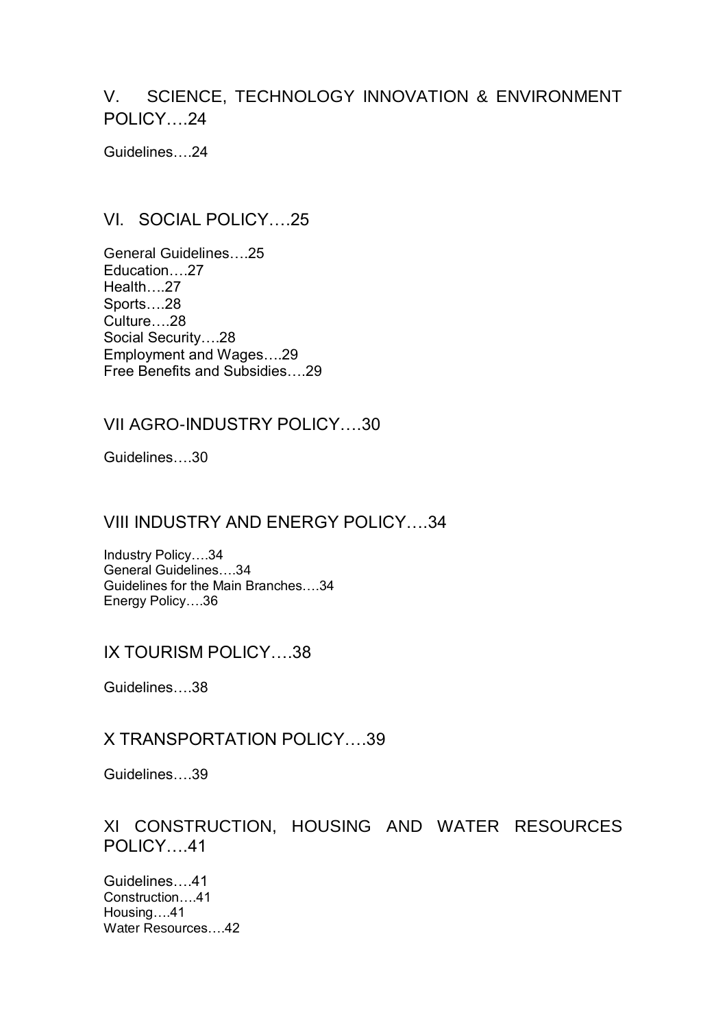## V. SCIENCE, TECHNOLOGY INNOVATION & ENVIRONMENT POLICY….24

Guidelines….24

## VI. SOCIAL POLICY….25

General Guidelines….25
Education….27
Health….27
Sports….28
Culture….28
Social Security….28
Employment and Wages….29
Free Benefits and Subsidies….29

## VII AGRO-INDUSTRY POLICY….30

Guidelines….30

## VIII INDUSTRY AND ENERGY POLICY….34

Industry Policy….34
General Guidelines….34
Guidelines for the Main Branches….34
Energy Policy….36

## IX TOURISM POLICY….38

Guidelines….38

## X TRANSPORTATION POLICY….39

Guidelines….39

## XI CONSTRUCTION, HOUSING AND WATER RESOURCES POLICY….41

Guidelines….41
Construction….41
Housing….41
Water Resources….42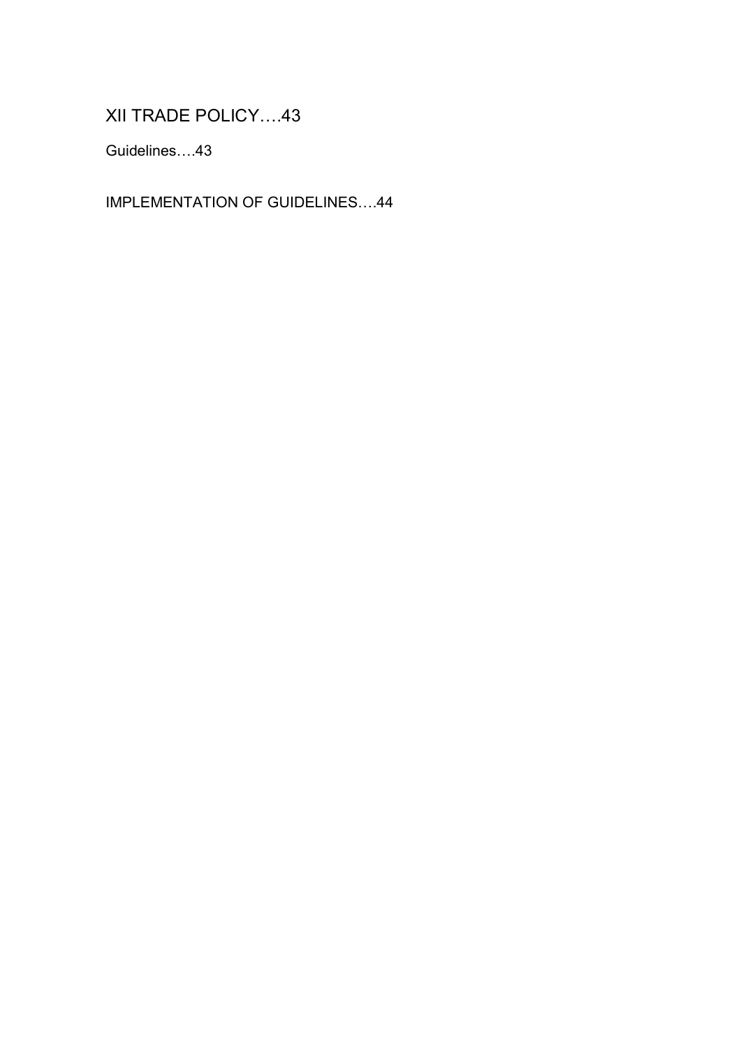XII TRADE POLICY….43

Guidelines….43

IMPLEMENTATION OF GUIDELINES….44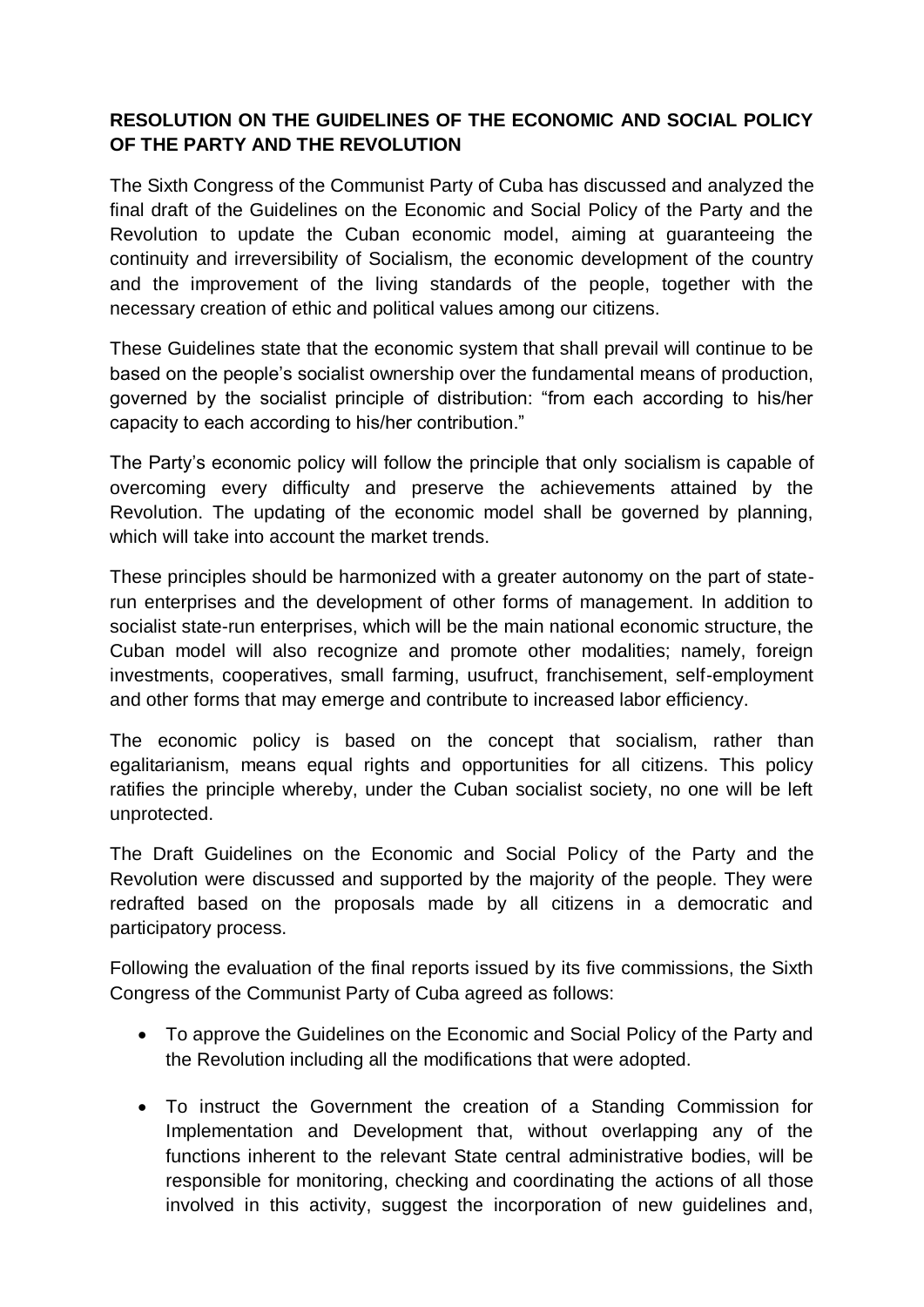**RESOLUTION ON THE GUIDELINES OF THE ECONOMIC AND SOCIAL POLICY OF THE PARTY AND THE REVOLUTION**

The Sixth Congress of the Communist Party of Cuba has discussed and analyzed the final draft of the Guidelines on the Economic and Social Policy of the Party and the Revolution to update the Cuban economic model, aiming at guaranteeing the continuity and irreversibility of Socialism, the economic development of the country and the improvement of the living standards of the people, together with the necessary creation of ethic and political values among our citizens.

These Guidelines state that the economic system that shall prevail will continue to be based on the people's socialist ownership over the fundamental means of production, governed by the socialist principle of distribution: "from each according to his/her capacity to each according to his/her contribution."

The Party's economic policy will follow the principle that only socialism is capable of overcoming every difficulty and preserve the achievements attained by the Revolution. The updating of the economic model shall be governed by planning, which will take into account the market trends.

These principles should be harmonized with a greater autonomy on the part of state-run enterprises and the development of other forms of management. In addition to socialist state-run enterprises, which will be the main national economic structure, the Cuban model will also recognize and promote other modalities; namely, foreign investments, cooperatives, small farming, usufruct, franchisement, self-employment and other forms that may emerge and contribute to increased labor efficiency.

The economic policy is based on the concept that socialism, rather than egalitarianism, means equal rights and opportunities for all citizens. This policy ratifies the principle whereby, under the Cuban socialist society, no one will be left unprotected.

The Draft Guidelines on the Economic and Social Policy of the Party and the Revolution were discussed and supported by the majority of the people. They were redrafted based on the proposals made by all citizens in a democratic and participatory process.

Following the evaluation of the final reports issued by its five commissions, the Sixth Congress of the Communist Party of Cuba agreed as follows:

- To approve the Guidelines on the Economic and Social Policy of the Party and the Revolution including all the modifications that were adopted.
- To instruct the Government the creation of a Standing Commission for Implementation and Development that, without overlapping any of the functions inherent to the relevant State central administrative bodies, will be responsible for monitoring, checking and coordinating the actions of all those involved in this activity, suggest the incorporation of new guidelines and,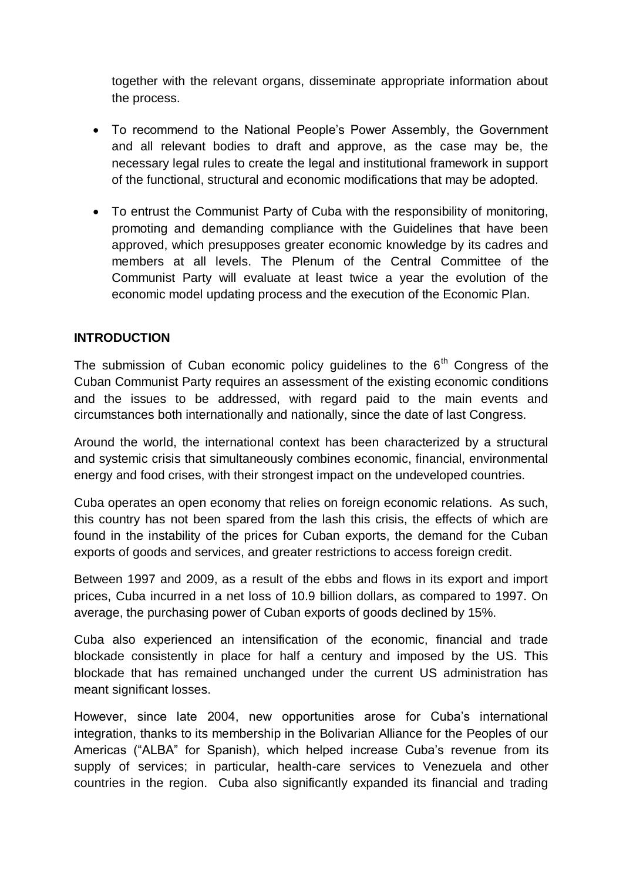together with the relevant organs, disseminate appropriate information about the process.

- To recommend to the National People's Power Assembly, the Government and all relevant bodies to draft and approve, as the case may be, the necessary legal rules to create the legal and institutional framework in support of the functional, structural and economic modifications that may be adopted.
- To entrust the Communist Party of Cuba with the responsibility of monitoring, promoting and demanding compliance with the Guidelines that have been approved, which presupposes greater economic knowledge by its cadres and members at all levels. The Plenum of the Central Committee of the Communist Party will evaluate at least twice a year the evolution of the economic model updating process and the execution of the Economic Plan.

## INTRODUCTION

The submission of Cuban economic policy guidelines to the 6th Congress of the Cuban Communist Party requires an assessment of the existing economic conditions and the issues to be addressed, with regard paid to the main events and circumstances both internationally and nationally, since the date of last Congress.

Around the world, the international context has been characterized by a structural and systemic crisis that simultaneously combines economic, financial, environmental energy and food crises, with their strongest impact on the undeveloped countries.

Cuba operates an open economy that relies on foreign economic relations. As such, this country has not been spared from the lash this crisis, the effects of which are found in the instability of the prices for Cuban exports, the demand for the Cuban exports of goods and services, and greater restrictions to access foreign credit.

Between 1997 and 2009, as a result of the ebbs and flows in its export and import prices, Cuba incurred in a net loss of 10.9 billion dollars, as compared to 1997. On average, the purchasing power of Cuban exports of goods declined by 15%.

Cuba also experienced an intensification of the economic, financial and trade blockade consistently in place for half a century and imposed by the US. This blockade that has remained unchanged under the current US administration has meant significant losses.

However, since late 2004, new opportunities arose for Cuba's international integration, thanks to its membership in the Bolivarian Alliance for the Peoples of our Americas ("ALBA" for Spanish), which helped increase Cuba's revenue from its supply of services; in particular, health-care services to Venezuela and other countries in the region. Cuba also significantly expanded its financial and trading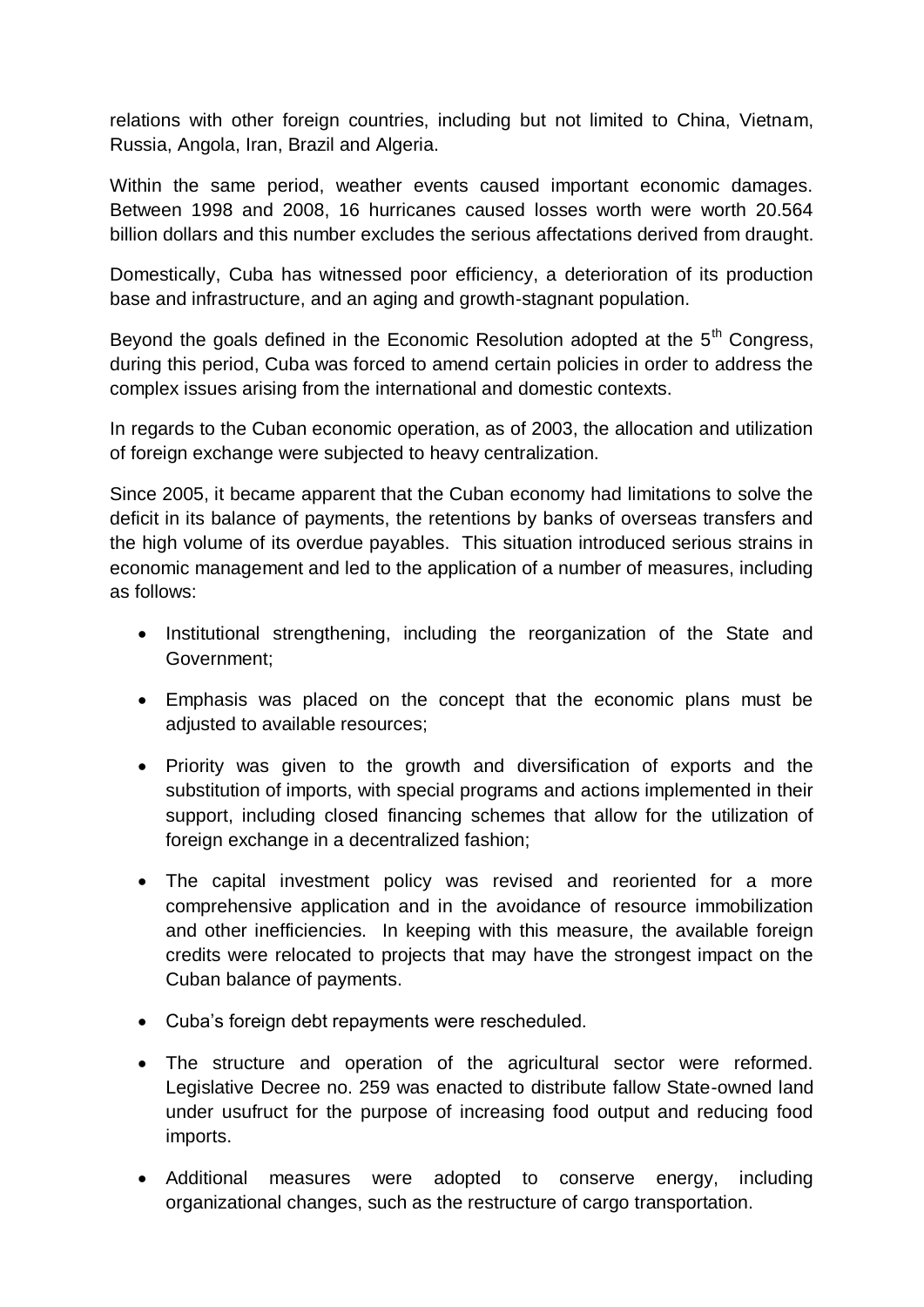relations with other foreign countries, including but not limited to China, Vietnam, Russia, Angola, Iran, Brazil and Algeria.

Within the same period, weather events caused important economic damages. Between 1998 and 2008, 16 hurricanes caused losses worth were worth 20.564 billion dollars and this number excludes the serious affectations derived from draught.

Domestically, Cuba has witnessed poor efficiency, a deterioration of its production base and infrastructure, and an aging and growth-stagnant population.

Beyond the goals defined in the Economic Resolution adopted at the 5th Congress, during this period, Cuba was forced to amend certain policies in order to address the complex issues arising from the international and domestic contexts.

In regards to the Cuban economic operation, as of 2003, the allocation and utilization of foreign exchange were subjected to heavy centralization.

Since 2005, it became apparent that the Cuban economy had limitations to solve the deficit in its balance of payments, the retentions by banks of overseas transfers and the high volume of its overdue payables. This situation introduced serious strains in economic management and led to the application of a number of measures, including as follows:

- Institutional strengthening, including the reorganization of the State and Government;
- Emphasis was placed on the concept that the economic plans must be adjusted to available resources;
- Priority was given to the growth and diversification of exports and the substitution of imports, with special programs and actions implemented in their support, including closed financing schemes that allow for the utilization of foreign exchange in a decentralized fashion;
- The capital investment policy was revised and reoriented for a more comprehensive application and in the avoidance of resource immobilization and other inefficiencies. In keeping with this measure, the available foreign credits were relocated to projects that may have the strongest impact on the Cuban balance of payments.
- Cuba's foreign debt repayments were rescheduled.
- The structure and operation of the agricultural sector were reformed. Legislative Decree no. 259 was enacted to distribute fallow State-owned land under usufruct for the purpose of increasing food output and reducing food imports.
- Additional measures were adopted to conserve energy, including organizational changes, such as the restructure of cargo transportation.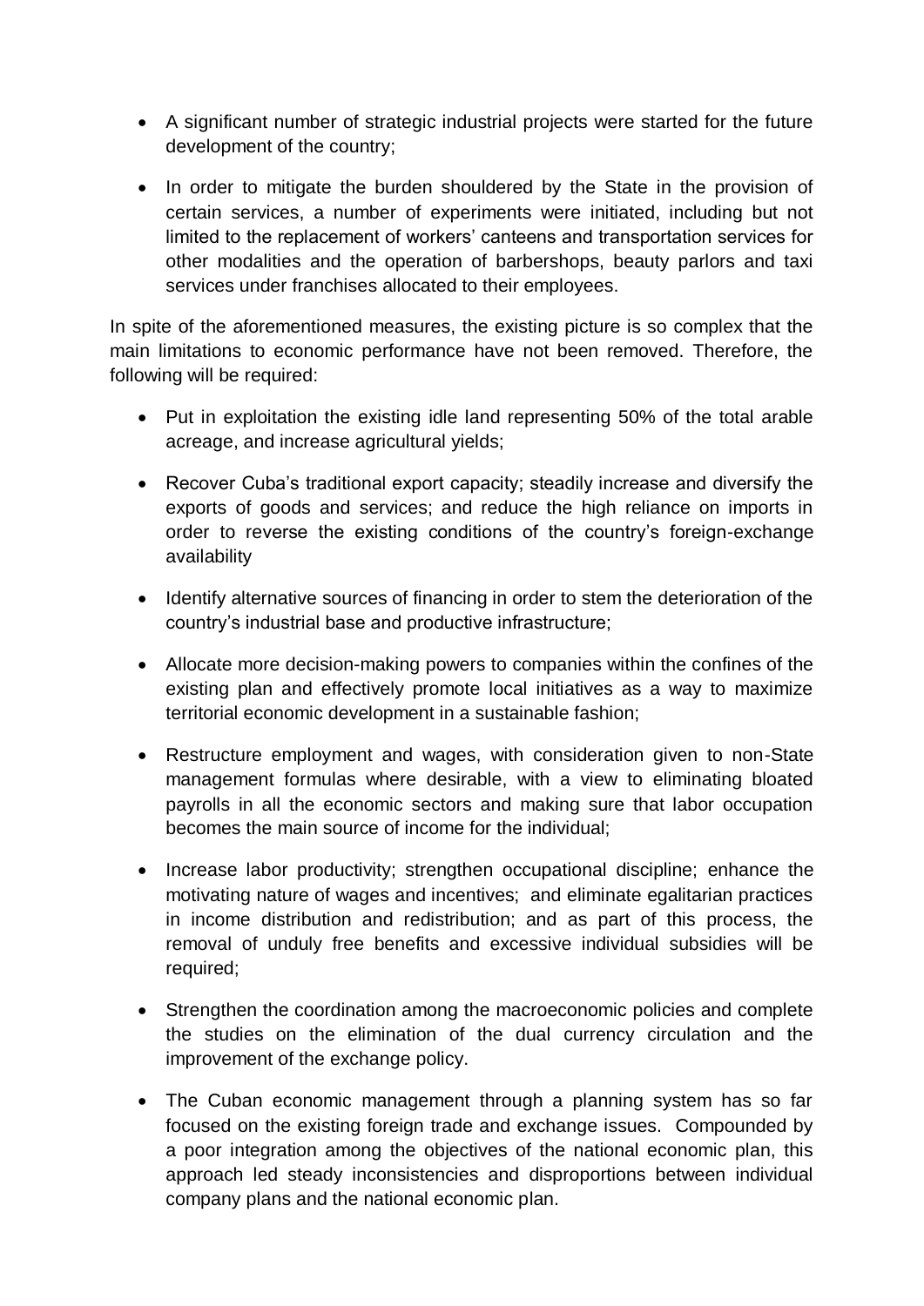- A significant number of strategic industrial projects were started for the future development of the country;

- In order to mitigate the burden shouldered by the State in the provision of certain services, a number of experiments were initiated, including but not limited to the replacement of workers' canteens and transportation services for other modalities and the operation of barbershops, beauty parlors and taxi services under franchises allocated to their employees.

In spite of the aforementioned measures, the existing picture is so complex that the main limitations to economic performance have not been removed. Therefore, the following will be required:

- Put in exploitation the existing idle land representing 50% of the total arable acreage, and increase agricultural yields;

- Recover Cuba's traditional export capacity; steadily increase and diversify the exports of goods and services; and reduce the high reliance on imports in order to reverse the existing conditions of the country's foreign-exchange availability

- Identify alternative sources of financing in order to stem the deterioration of the country's industrial base and productive infrastructure;

- Allocate more decision-making powers to companies within the confines of the existing plan and effectively promote local initiatives as a way to maximize territorial economic development in a sustainable fashion;

- Restructure employment and wages, with consideration given to non-State management formulas where desirable, with a view to eliminating bloated payrolls in all the economic sectors and making sure that labor occupation becomes the main source of income for the individual;

- Increase labor productivity; strengthen occupational discipline; enhance the motivating nature of wages and incentives; and eliminate egalitarian practices in income distribution and redistribution; and as part of this process, the removal of unduly free benefits and excessive individual subsidies will be required;

- Strengthen the coordination among the macroeconomic policies and complete the studies on the elimination of the dual currency circulation and the improvement of the exchange policy.

- The Cuban economic management through a planning system has so far focused on the existing foreign trade and exchange issues. Compounded by a poor integration among the objectives of the national economic plan, this approach led steady inconsistencies and disproportions between individual company plans and the national economic plan.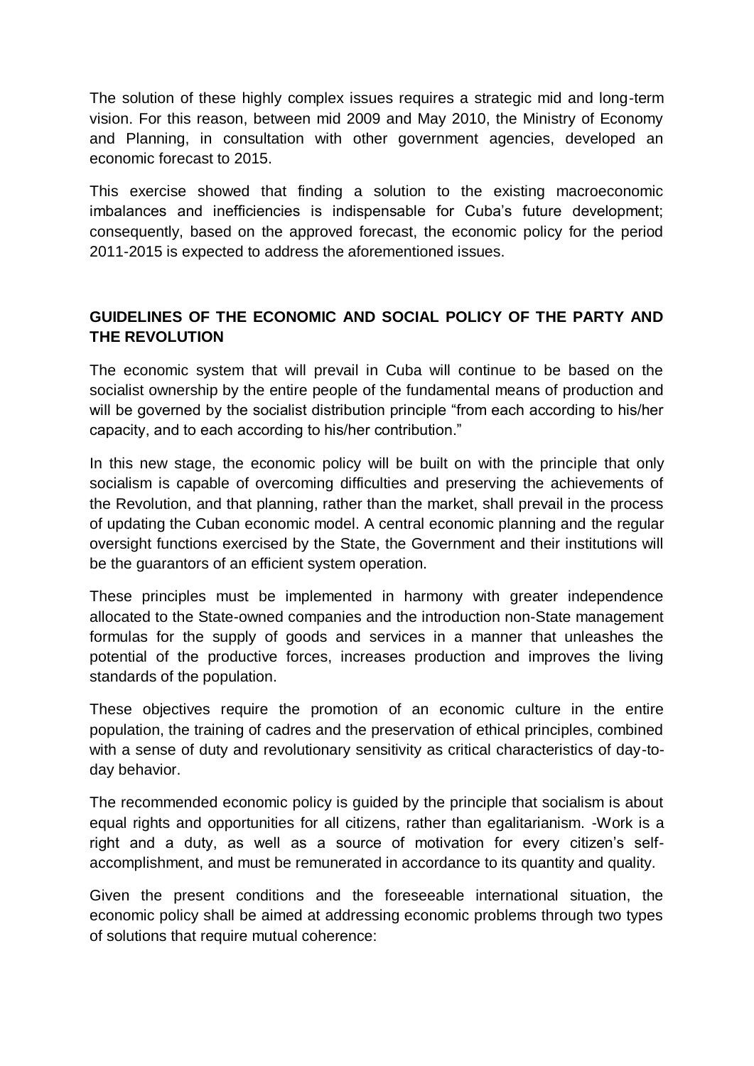The solution of these highly complex issues requires a strategic mid and long-term vision. For this reason, between mid 2009 and May 2010, the Ministry of Economy and Planning, in consultation with other government agencies, developed an economic forecast to 2015.

This exercise showed that finding a solution to the existing macroeconomic imbalances and inefficiencies is indispensable for Cuba's future development; consequently, based on the approved forecast, the economic policy for the period 2011-2015 is expected to address the aforementioned issues.

## GUIDELINES OF THE ECONOMIC AND SOCIAL POLICY OF THE PARTY AND THE REVOLUTION

The economic system that will prevail in Cuba will continue to be based on the socialist ownership by the entire people of the fundamental means of production and will be governed by the socialist distribution principle "from each according to his/her capacity, and to each according to his/her contribution."

In this new stage, the economic policy will be built on with the principle that only socialism is capable of overcoming difficulties and preserving the achievements of the Revolution, and that planning, rather than the market, shall prevail in the process of updating the Cuban economic model. A central economic planning and the regular oversight functions exercised by the State, the Government and their institutions will be the guarantors of an efficient system operation.

These principles must be implemented in harmony with greater independence allocated to the State-owned companies and the introduction non-State management formulas for the supply of goods and services in a manner that unleashes the potential of the productive forces, increases production and improves the living standards of the population.

These objectives require the promotion of an economic culture in the entire population, the training of cadres and the preservation of ethical principles, combined with a sense of duty and revolutionary sensitivity as critical characteristics of day-to-day behavior.

The recommended economic policy is guided by the principle that socialism is about equal rights and opportunities for all citizens, rather than egalitarianism. -Work is a right and a duty, as well as a source of motivation for every citizen's self-accomplishment, and must be remunerated in accordance to its quantity and quality.

Given the present conditions and the foreseeable international situation, the economic policy shall be aimed at addressing economic problems through two types of solutions that require mutual coherence: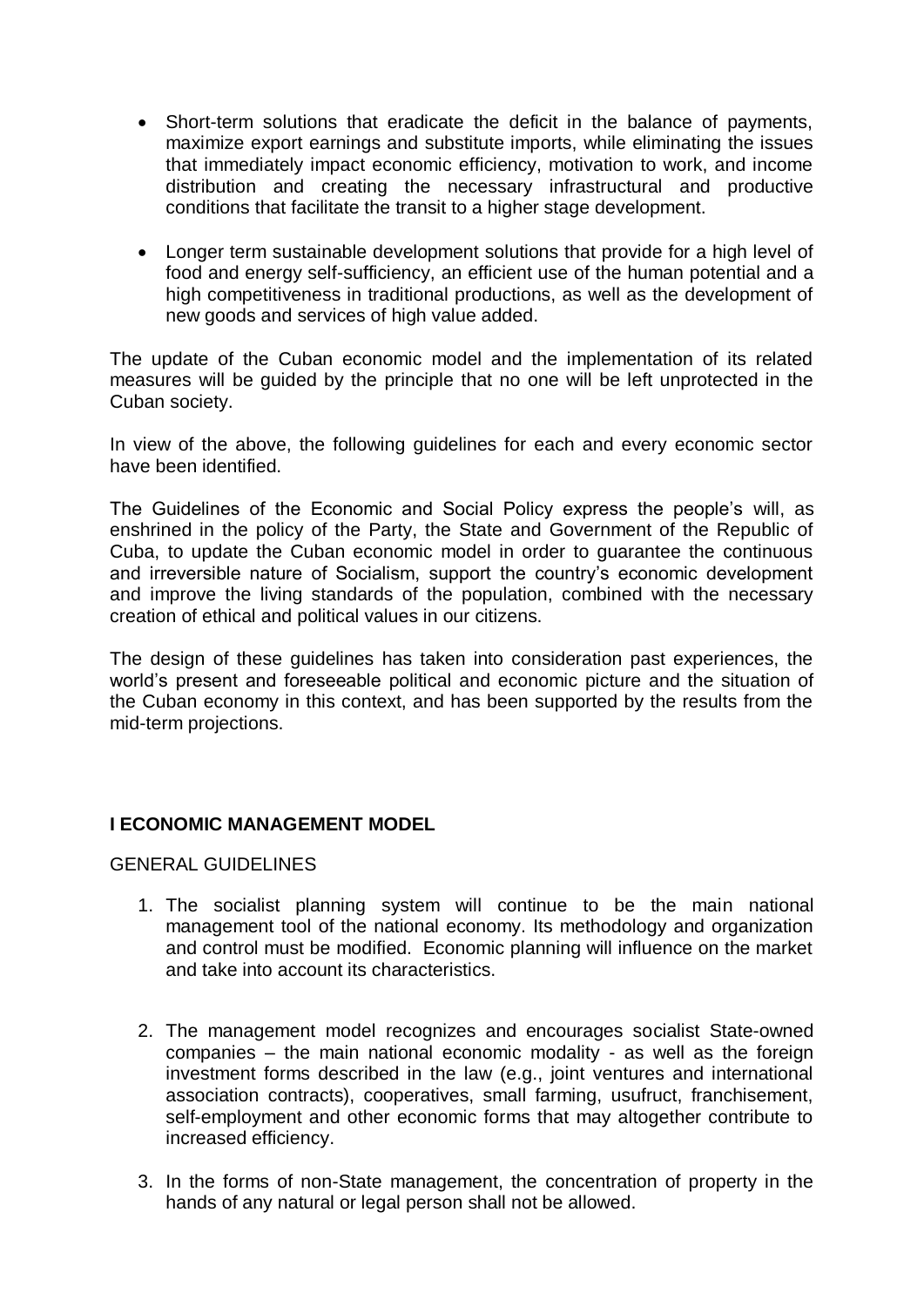- Short-term solutions that eradicate the deficit in the balance of payments, maximize export earnings and substitute imports, while eliminating the issues that immediately impact economic efficiency, motivation to work, and income distribution and creating the necessary infrastructural and productive conditions that facilitate the transit to a higher stage development.

- Longer term sustainable development solutions that provide for a high level of food and energy self-sufficiency, an efficient use of the human potential and a high competitiveness in traditional productions, as well as the development of new goods and services of high value added.

The update of the Cuban economic model and the implementation of its related measures will be guided by the principle that no one will be left unprotected in the Cuban society.

In view of the above, the following guidelines for each and every economic sector have been identified.

The Guidelines of the Economic and Social Policy express the people's will, as enshrined in the policy of the Party, the State and Government of the Republic of Cuba, to update the Cuban economic model in order to guarantee the continuous and irreversible nature of Socialism, support the country's economic development and improve the living standards of the population, combined with the necessary creation of ethical and political values in our citizens.

The design of these guidelines has taken into consideration past experiences, the world's present and foreseeable political and economic picture and the situation of the Cuban economy in this context, and has been supported by the results from the mid-term projections.

## I ECONOMIC MANAGEMENT MODEL

GENERAL GUIDELINES

1. The socialist planning system will continue to be the main national management tool of the national economy. Its methodology and organization and control must be modified. Economic planning will influence on the market and take into account its characteristics.

2. The management model recognizes and encourages socialist State-owned companies – the main national economic modality - as well as the foreign investment forms described in the law (e.g., joint ventures and international association contracts), cooperatives, small farming, usufruct, franchisement, self-employment and other economic forms that may altogether contribute to increased efficiency.

3. In the forms of non-State management, the concentration of property in the hands of any natural or legal person shall not be allowed.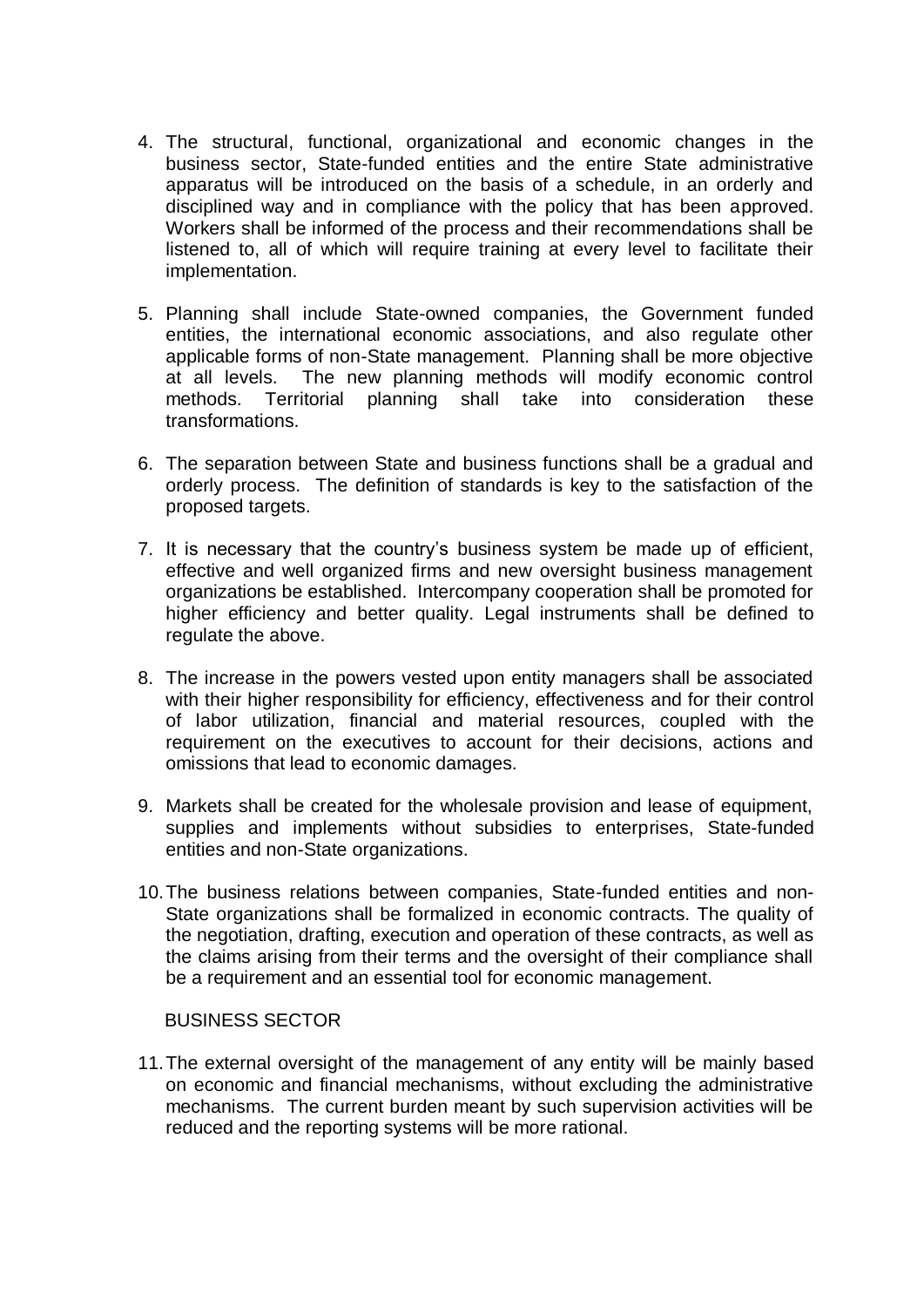4. The structural, functional, organizational and economic changes in the business sector, State-funded entities and the entire State administrative apparatus will be introduced on the basis of a schedule, in an orderly and disciplined way and in compliance with the policy that has been approved. Workers shall be informed of the process and their recommendations shall be listened to, all of which will require training at every level to facilitate their implementation.

5. Planning shall include State-owned companies, the Government funded entities, the international economic associations, and also regulate other applicable forms of non-State management. Planning shall be more objective at all levels. The new planning methods will modify economic control methods. Territorial planning shall take into consideration these transformations.

6. The separation between State and business functions shall be a gradual and orderly process. The definition of standards is key to the satisfaction of the proposed targets.

7. It is necessary that the country's business system be made up of efficient, effective and well organized firms and new oversight business management organizations be established. Intercompany cooperation shall be promoted for higher efficiency and better quality. Legal instruments shall be defined to regulate the above.

8. The increase in the powers vested upon entity managers shall be associated with their higher responsibility for efficiency, effectiveness and for their control of labor utilization, financial and material resources, coupled with the requirement on the executives to account for their decisions, actions and omissions that lead to economic damages.

9. Markets shall be created for the wholesale provision and lease of equipment, supplies and implements without subsidies to enterprises, State-funded entities and non-State organizations.

10. The business relations between companies, State-funded entities and non-State organizations shall be formalized in economic contracts. The quality of the negotiation, drafting, execution and operation of these contracts, as well as the claims arising from their terms and the oversight of their compliance shall be a requirement and an essential tool for economic management.

## BUSINESS SECTOR

11. The external oversight of the management of any entity will be mainly based on economic and financial mechanisms, without excluding the administrative mechanisms. The current burden meant by such supervision activities will be reduced and the reporting systems will be more rational.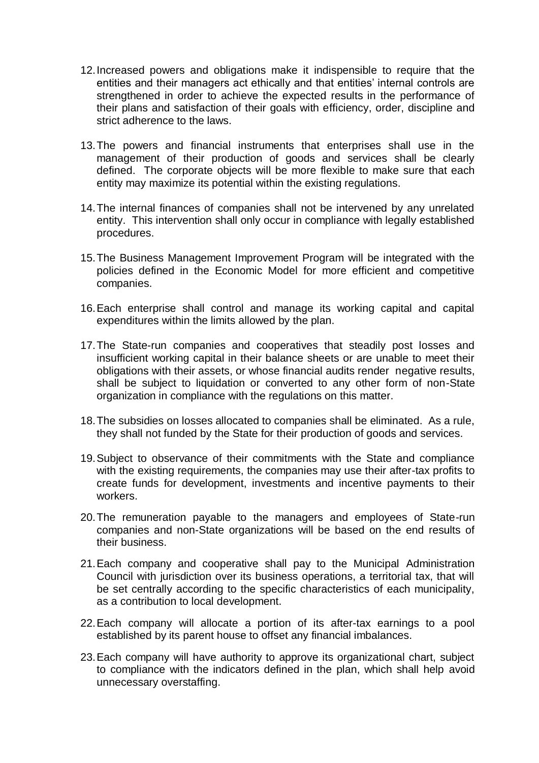12. Increased powers and obligations make it indispensible to require that the entities and their managers act ethically and that entities' internal controls are strengthened in order to achieve the expected results in the performance of their plans and satisfaction of their goals with efficiency, order, discipline and strict adherence to the laws.

13. The powers and financial instruments that enterprises shall use in the management of their production of goods and services shall be clearly defined. The corporate objects will be more flexible to make sure that each entity may maximize its potential within the existing regulations.

14. The internal finances of companies shall not be intervened by any unrelated entity. This intervention shall only occur in compliance with legally established procedures.

15. The Business Management Improvement Program will be integrated with the policies defined in the Economic Model for more efficient and competitive companies.

16. Each enterprise shall control and manage its working capital and capital expenditures within the limits allowed by the plan.

17. The State-run companies and cooperatives that steadily post losses and insufficient working capital in their balance sheets or are unable to meet their obligations with their assets, or whose financial audits render negative results, shall be subject to liquidation or converted to any other form of non-State organization in compliance with the regulations on this matter.

18. The subsidies on losses allocated to companies shall be eliminated. As a rule, they shall not funded by the State for their production of goods and services.

19. Subject to observance of their commitments with the State and compliance with the existing requirements, the companies may use their after-tax profits to create funds for development, investments and incentive payments to their workers.

20. The remuneration payable to the managers and employees of State-run companies and non-State organizations will be based on the end results of their business.

21. Each company and cooperative shall pay to the Municipal Administration Council with jurisdiction over its business operations, a territorial tax, that will be set centrally according to the specific characteristics of each municipality, as a contribution to local development.

22. Each company will allocate a portion of its after-tax earnings to a pool established by its parent house to offset any financial imbalances.

23. Each company will have authority to approve its organizational chart, subject to compliance with the indicators defined in the plan, which shall help avoid unnecessary overstaffing.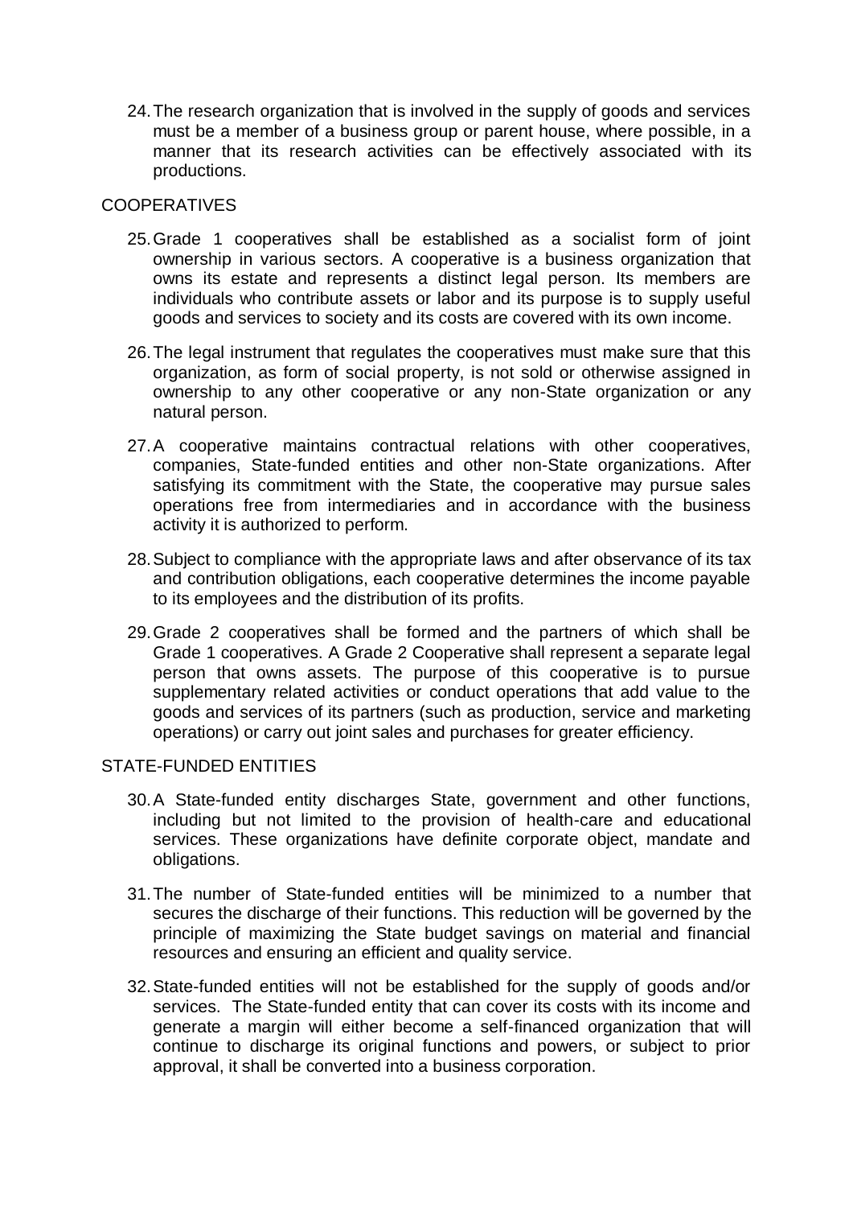24. The research organization that is involved in the supply of goods and services must be a member of a business group or parent house, where possible, in a manner that its research activities can be effectively associated with its productions.

COOPERATIVES

25. Grade 1 cooperatives shall be established as a socialist form of joint ownership in various sectors. A cooperative is a business organization that owns its estate and represents a distinct legal person. Its members are individuals who contribute assets or labor and its purpose is to supply useful goods and services to society and its costs are covered with its own income.

26. The legal instrument that regulates the cooperatives must make sure that this organization, as form of social property, is not sold or otherwise assigned in ownership to any other cooperative or any non-State organization or any natural person.

27. A cooperative maintains contractual relations with other cooperatives, companies, State-funded entities and other non-State organizations. After satisfying its commitment with the State, the cooperative may pursue sales operations free from intermediaries and in accordance with the business activity it is authorized to perform.

28. Subject to compliance with the appropriate laws and after observance of its tax and contribution obligations, each cooperative determines the income payable to its employees and the distribution of its profits.

29. Grade 2 cooperatives shall be formed and the partners of which shall be Grade 1 cooperatives. A Grade 2 Cooperative shall represent a separate legal person that owns assets. The purpose of this cooperative is to pursue supplementary related activities or conduct operations that add value to the goods and services of its partners (such as production, service and marketing operations) or carry out joint sales and purchases for greater efficiency.

STATE-FUNDED ENTITIES

30. A State-funded entity discharges State, government and other functions, including but not limited to the provision of health-care and educational services. These organizations have definite corporate object, mandate and obligations.

31. The number of State-funded entities will be minimized to a number that secures the discharge of their functions. This reduction will be governed by the principle of maximizing the State budget savings on material and financial resources and ensuring an efficient and quality service.

32. State-funded entities will not be established for the supply of goods and/or services. The State-funded entity that can cover its costs with its income and generate a margin will either become a self-financed organization that will continue to discharge its original functions and powers, or subject to prior approval, it shall be converted into a business corporation.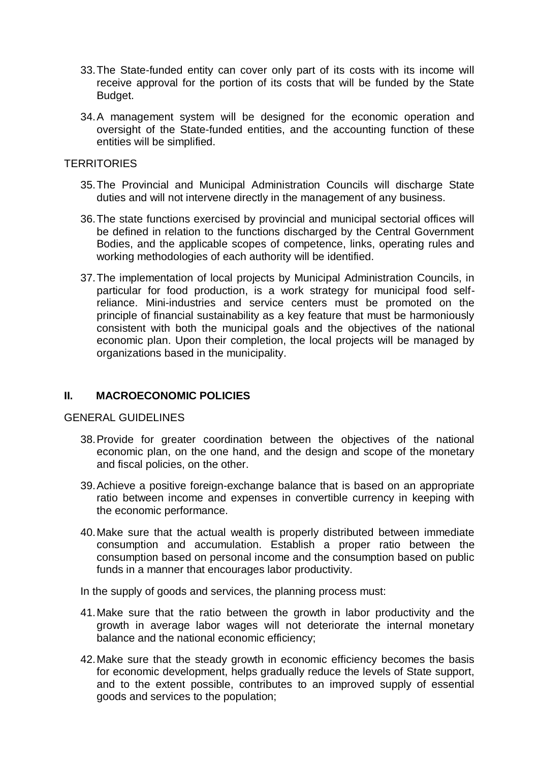33. The State-funded entity can cover only part of its costs with its income will receive approval for the portion of its costs that will be funded by the State Budget.

34. A management system will be designed for the economic operation and oversight of the State-funded entities, and the accounting function of these entities will be simplified.

TERRITORIES

35. The Provincial and Municipal Administration Councils will discharge State duties and will not intervene directly in the management of any business.

36. The state functions exercised by provincial and municipal sectorial offices will be defined in relation to the functions discharged by the Central Government Bodies, and the applicable scopes of competence, links, operating rules and working methodologies of each authority will be identified.

37. The implementation of local projects by Municipal Administration Councils, in particular for food production, is a work strategy for municipal food self-reliance. Mini-industries and service centers must be promoted on the principle of financial sustainability as a key feature that must be harmoniously consistent with both the municipal goals and the objectives of the national economic plan. Upon their completion, the local projects will be managed by organizations based in the municipality.

## II. MACROECONOMIC POLICIES

GENERAL GUIDELINES

38. Provide for greater coordination between the objectives of the national economic plan, on the one hand, and the design and scope of the monetary and fiscal policies, on the other.

39. Achieve a positive foreign-exchange balance that is based on an appropriate ratio between income and expenses in convertible currency in keeping with the economic performance.

40. Make sure that the actual wealth is properly distributed between immediate consumption and accumulation. Establish a proper ratio between the consumption based on personal income and the consumption based on public funds in a manner that encourages labor productivity.

In the supply of goods and services, the planning process must:

41. Make sure that the ratio between the growth in labor productivity and the growth in average labor wages will not deteriorate the internal monetary balance and the national economic efficiency;

42. Make sure that the steady growth in economic efficiency becomes the basis for economic development, helps gradually reduce the levels of State support, and to the extent possible, contributes to an improved supply of essential goods and services to the population;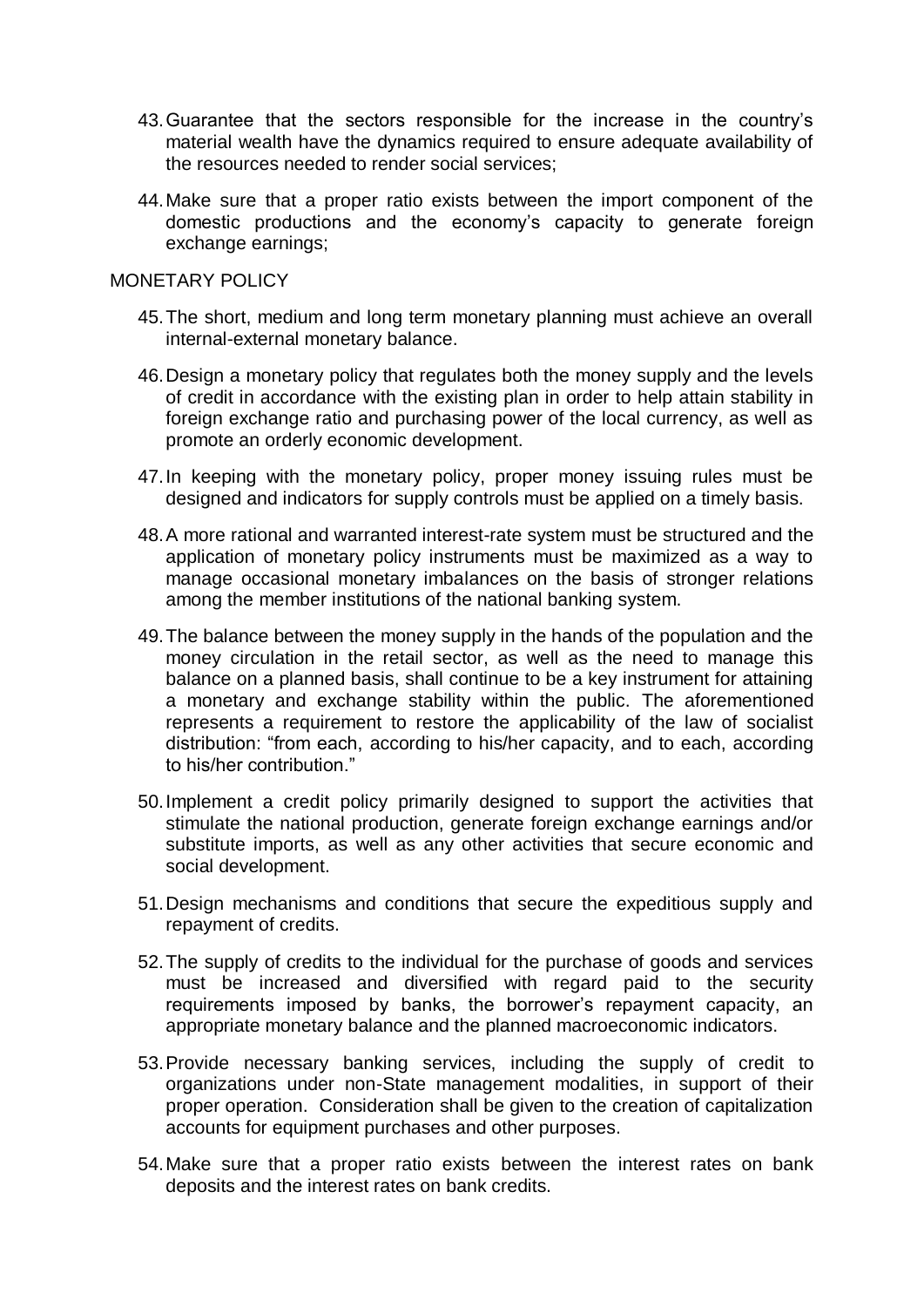43. Guarantee that the sectors responsible for the increase in the country's material wealth have the dynamics required to ensure adequate availability of the resources needed to render social services;

44. Make sure that a proper ratio exists between the import component of the domestic productions and the economy's capacity to generate foreign exchange earnings;

MONETARY POLICY

45. The short, medium and long term monetary planning must achieve an overall internal-external monetary balance.

46. Design a monetary policy that regulates both the money supply and the levels of credit in accordance with the existing plan in order to help attain stability in foreign exchange ratio and purchasing power of the local currency, as well as promote an orderly economic development.

47. In keeping with the monetary policy, proper money issuing rules must be designed and indicators for supply controls must be applied on a timely basis.

48. A more rational and warranted interest-rate system must be structured and the application of monetary policy instruments must be maximized as a way to manage occasional monetary imbalances on the basis of stronger relations among the member institutions of the national banking system.

49. The balance between the money supply in the hands of the population and the money circulation in the retail sector, as well as the need to manage this balance on a planned basis, shall continue to be a key instrument for attaining a monetary and exchange stability within the public. The aforementioned represents a requirement to restore the applicability of the law of socialist distribution: "from each, according to his/her capacity, and to each, according to his/her contribution."

50. Implement a credit policy primarily designed to support the activities that stimulate the national production, generate foreign exchange earnings and/or substitute imports, as well as any other activities that secure economic and social development.

51. Design mechanisms and conditions that secure the expeditious supply and repayment of credits.

52. The supply of credits to the individual for the purchase of goods and services must be increased and diversified with regard paid to the security requirements imposed by banks, the borrower's repayment capacity, an appropriate monetary balance and the planned macroeconomic indicators.

53. Provide necessary banking services, including the supply of credit to organizations under non-State management modalities, in support of their proper operation. Consideration shall be given to the creation of capitalization accounts for equipment purchases and other purposes.

54. Make sure that a proper ratio exists between the interest rates on bank deposits and the interest rates on bank credits.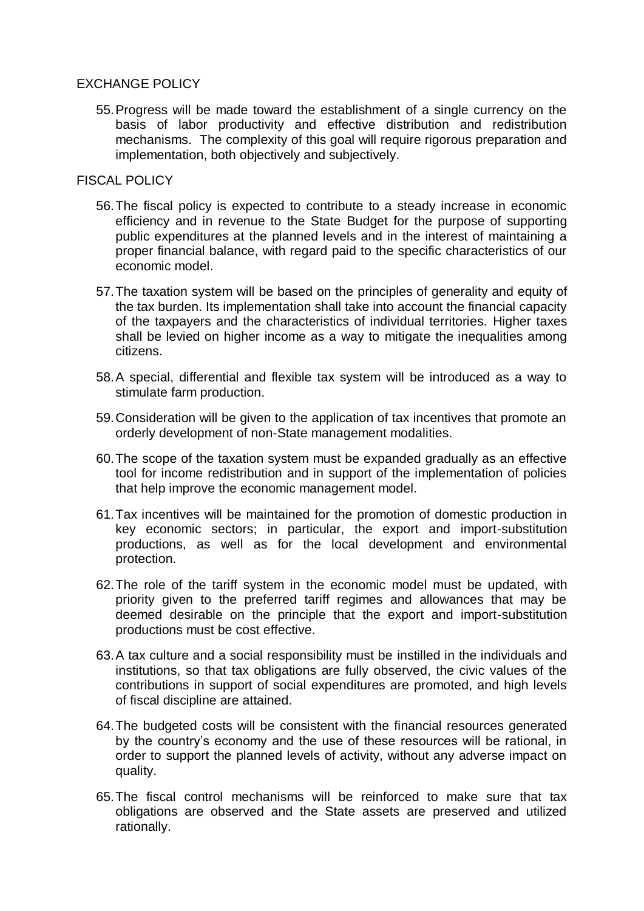## EXCHANGE POLICY

55. Progress will be made toward the establishment of a single currency on the basis of labor productivity and effective distribution and redistribution mechanisms. The complexity of this goal will require rigorous preparation and implementation, both objectively and subjectively.

## FISCAL POLICY

56. The fiscal policy is expected to contribute to a steady increase in economic efficiency and in revenue to the State Budget for the purpose of supporting public expenditures at the planned levels and in the interest of maintaining a proper financial balance, with regard paid to the specific characteristics of our economic model.

57. The taxation system will be based on the principles of generality and equity of the tax burden. Its implementation shall take into account the financial capacity of the taxpayers and the characteristics of individual territories. Higher taxes shall be levied on higher income as a way to mitigate the inequalities among citizens.

58. A special, differential and flexible tax system will be introduced as a way to stimulate farm production.

59. Consideration will be given to the application of tax incentives that promote an orderly development of non-State management modalities.

60. The scope of the taxation system must be expanded gradually as an effective tool for income redistribution and in support of the implementation of policies that help improve the economic management model.

61. Tax incentives will be maintained for the promotion of domestic production in key economic sectors; in particular, the export and import-substitution productions, as well as for the local development and environmental protection.

62. The role of the tariff system in the economic model must be updated, with priority given to the preferred tariff regimes and allowances that may be deemed desirable on the principle that the export and import-substitution productions must be cost effective.

63. A tax culture and a social responsibility must be instilled in the individuals and institutions, so that tax obligations are fully observed, the civic values of the contributions in support of social expenditures are promoted, and high levels of fiscal discipline are attained.

64. The budgeted costs will be consistent with the financial resources generated by the country's economy and the use of these resources will be rational, in order to support the planned levels of activity, without any adverse impact on quality.

65. The fiscal control mechanisms will be reinforced to make sure that tax obligations are observed and the State assets are preserved and utilized rationally.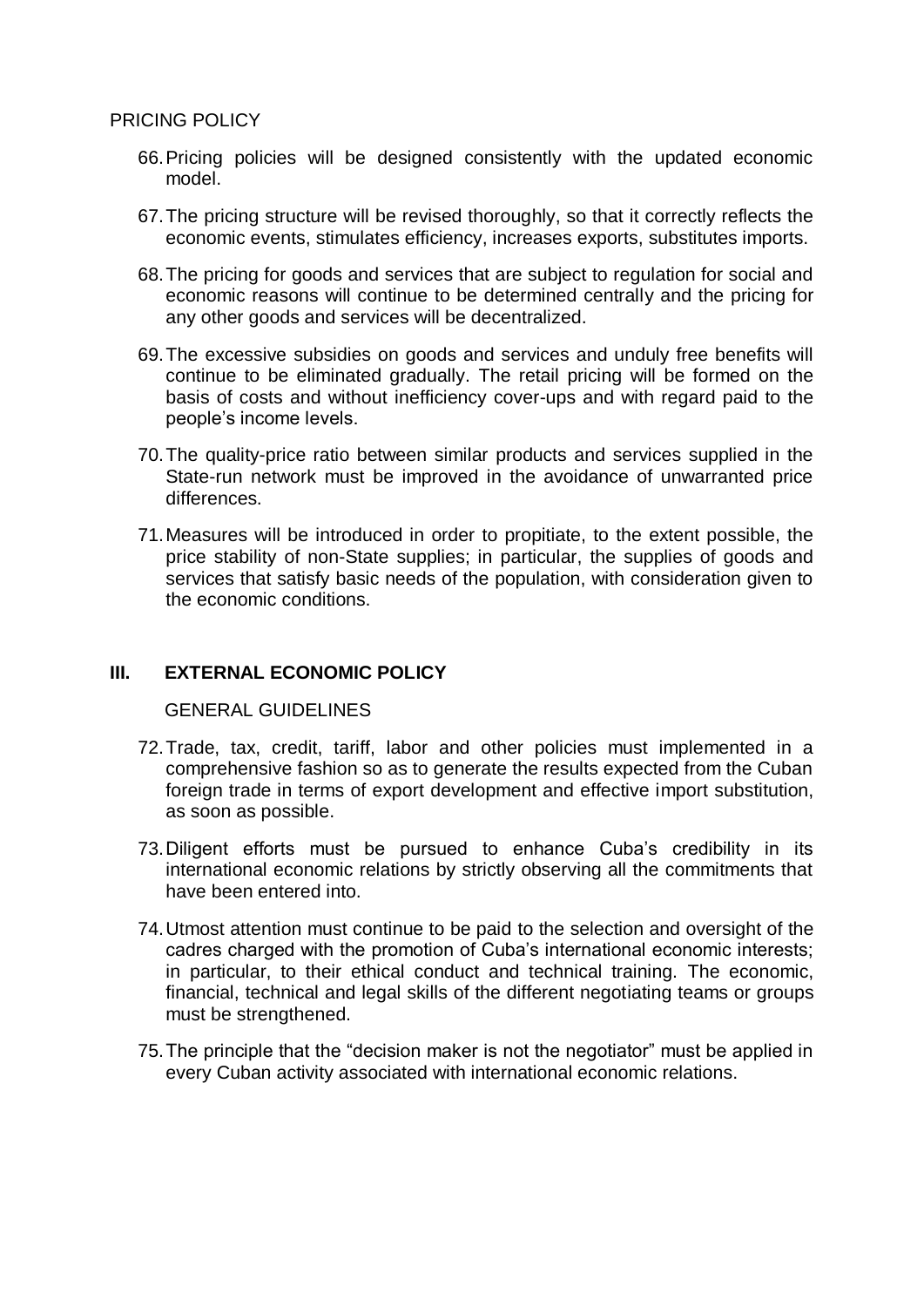PRICING POLICY

66. Pricing policies will be designed consistently with the updated economic model.

67. The pricing structure will be revised thoroughly, so that it correctly reflects the economic events, stimulates efficiency, increases exports, substitutes imports.

68. The pricing for goods and services that are subject to regulation for social and economic reasons will continue to be determined centrally and the pricing for any other goods and services will be decentralized.

69. The excessive subsidies on goods and services and unduly free benefits will continue to be eliminated gradually. The retail pricing will be formed on the basis of costs and without inefficiency cover-ups and with regard paid to the people's income levels.

70. The quality-price ratio between similar products and services supplied in the State-run network must be improved in the avoidance of unwarranted price differences.

71. Measures will be introduced in order to propitiate, to the extent possible, the price stability of non-State supplies; in particular, the supplies of goods and services that satisfy basic needs of the population, with consideration given to the economic conditions.

## III. EXTERNAL ECONOMIC POLICY

GENERAL GUIDELINES

72. Trade, tax, credit, tariff, labor and other policies must implemented in a comprehensive fashion so as to generate the results expected from the Cuban foreign trade in terms of export development and effective import substitution, as soon as possible.

73. Diligent efforts must be pursued to enhance Cuba's credibility in its international economic relations by strictly observing all the commitments that have been entered into.

74. Utmost attention must continue to be paid to the selection and oversight of the cadres charged with the promotion of Cuba's international economic interests; in particular, to their ethical conduct and technical training. The economic, financial, technical and legal skills of the different negotiating teams or groups must be strengthened.

75. The principle that the "decision maker is not the negotiator" must be applied in every Cuban activity associated with international economic relations.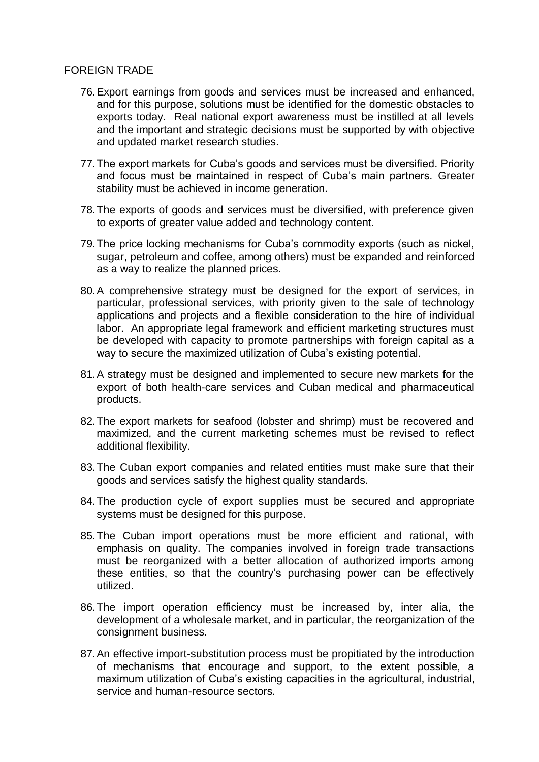## FOREIGN TRADE

76. Export earnings from goods and services must be increased and enhanced, and for this purpose, solutions must be identified for the domestic obstacles to exports today. Real national export awareness must be instilled at all levels and the important and strategic decisions must be supported by with objective and updated market research studies.

77. The export markets for Cuba's goods and services must be diversified. Priority and focus must be maintained in respect of Cuba's main partners. Greater stability must be achieved in income generation.

78. The exports of goods and services must be diversified, with preference given to exports of greater value added and technology content.

79. The price locking mechanisms for Cuba's commodity exports (such as nickel, sugar, petroleum and coffee, among others) must be expanded and reinforced as a way to realize the planned prices.

80. A comprehensive strategy must be designed for the export of services, in particular, professional services, with priority given to the sale of technology applications and projects and a flexible consideration to the hire of individual labor. An appropriate legal framework and efficient marketing structures must be developed with capacity to promote partnerships with foreign capital as a way to secure the maximized utilization of Cuba's existing potential.

81. A strategy must be designed and implemented to secure new markets for the export of both health-care services and Cuban medical and pharmaceutical products.

82. The export markets for seafood (lobster and shrimp) must be recovered and maximized, and the current marketing schemes must be revised to reflect additional flexibility.

83. The Cuban export companies and related entities must make sure that their goods and services satisfy the highest quality standards.

84. The production cycle of export supplies must be secured and appropriate systems must be designed for this purpose.

85. The Cuban import operations must be more efficient and rational, with emphasis on quality. The companies involved in foreign trade transactions must be reorganized with a better allocation of authorized imports among these entities, so that the country's purchasing power can be effectively utilized.

86. The import operation efficiency must be increased by, inter alia, the development of a wholesale market, and in particular, the reorganization of the consignment business.

87. An effective import-substitution process must be propitiated by the introduction of mechanisms that encourage and support, to the extent possible, a maximum utilization of Cuba's existing capacities in the agricultural, industrial, service and human-resource sectors.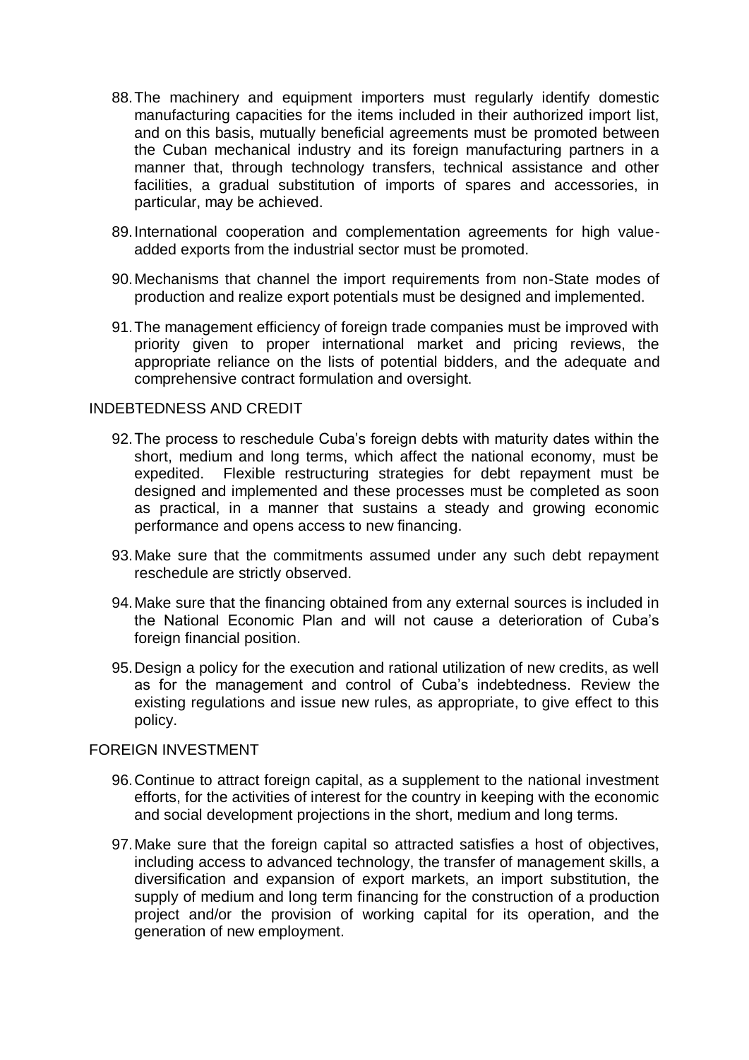88. The machinery and equipment importers must regularly identify domestic manufacturing capacities for the items included in their authorized import list, and on this basis, mutually beneficial agreements must be promoted between the Cuban mechanical industry and its foreign manufacturing partners in a manner that, through technology transfers, technical assistance and other facilities, a gradual substitution of imports of spares and accessories, in particular, may be achieved.

89. International cooperation and complementation agreements for high value-added exports from the industrial sector must be promoted.

90. Mechanisms that channel the import requirements from non-State modes of production and realize export potentials must be designed and implemented.

91. The management efficiency of foreign trade companies must be improved with priority given to proper international market and pricing reviews, the appropriate reliance on the lists of potential bidders, and the adequate and comprehensive contract formulation and oversight.

INDEBTEDNESS AND CREDIT

92. The process to reschedule Cuba's foreign debts with maturity dates within the short, medium and long terms, which affect the national economy, must be expedited. Flexible restructuring strategies for debt repayment must be designed and implemented and these processes must be completed as soon as practical, in a manner that sustains a steady and growing economic performance and opens access to new financing.

93. Make sure that the commitments assumed under any such debt repayment reschedule are strictly observed.

94. Make sure that the financing obtained from any external sources is included in the National Economic Plan and will not cause a deterioration of Cuba's foreign financial position.

95. Design a policy for the execution and rational utilization of new credits, as well as for the management and control of Cuba's indebtedness. Review the existing regulations and issue new rules, as appropriate, to give effect to this policy.

FOREIGN INVESTMENT

96. Continue to attract foreign capital, as a supplement to the national investment efforts, for the activities of interest for the country in keeping with the economic and social development projections in the short, medium and long terms.

97. Make sure that the foreign capital so attracted satisfies a host of objectives, including access to advanced technology, the transfer of management skills, a diversification and expansion of export markets, an import substitution, the supply of medium and long term financing for the construction of a production project and/or the provision of working capital for its operation, and the generation of new employment.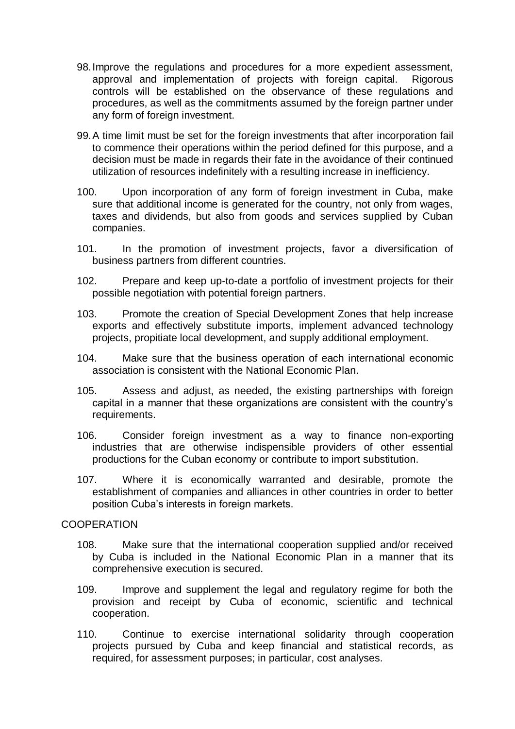98. Improve the regulations and procedures for a more expedient assessment, approval and implementation of projects with foreign capital. Rigorous controls will be established on the observance of these regulations and procedures, as well as the commitments assumed by the foreign partner under any form of foreign investment.

99. A time limit must be set for the foreign investments that after incorporation fail to commence their operations within the period defined for this purpose, and a decision must be made in regards their fate in the avoidance of their continued utilization of resources indefinitely with a resulting increase in inefficiency.

100. Upon incorporation of any form of foreign investment in Cuba, make sure that additional income is generated for the country, not only from wages, taxes and dividends, but also from goods and services supplied by Cuban companies.

101. In the promotion of investment projects, favor a diversification of business partners from different countries.

102. Prepare and keep up-to-date a portfolio of investment projects for their possible negotiation with potential foreign partners.

103. Promote the creation of Special Development Zones that help increase exports and effectively substitute imports, implement advanced technology projects, propitiate local development, and supply additional employment.

104. Make sure that the business operation of each international economic association is consistent with the National Economic Plan.

105. Assess and adjust, as needed, the existing partnerships with foreign capital in a manner that these organizations are consistent with the country's requirements.

106. Consider foreign investment as a way to finance non-exporting industries that are otherwise indispensible providers of other essential productions for the Cuban economy or contribute to import substitution.

107. Where it is economically warranted and desirable, promote the establishment of companies and alliances in other countries in order to better position Cuba's interests in foreign markets.

COOPERATION

108. Make sure that the international cooperation supplied and/or received by Cuba is included in the National Economic Plan in a manner that its comprehensive execution is secured.

109. Improve and supplement the legal and regulatory regime for both the provision and receipt by Cuba of economic, scientific and technical cooperation.

110. Continue to exercise international solidarity through cooperation projects pursued by Cuba and keep financial and statistical records, as required, for assessment purposes; in particular, cost analyses.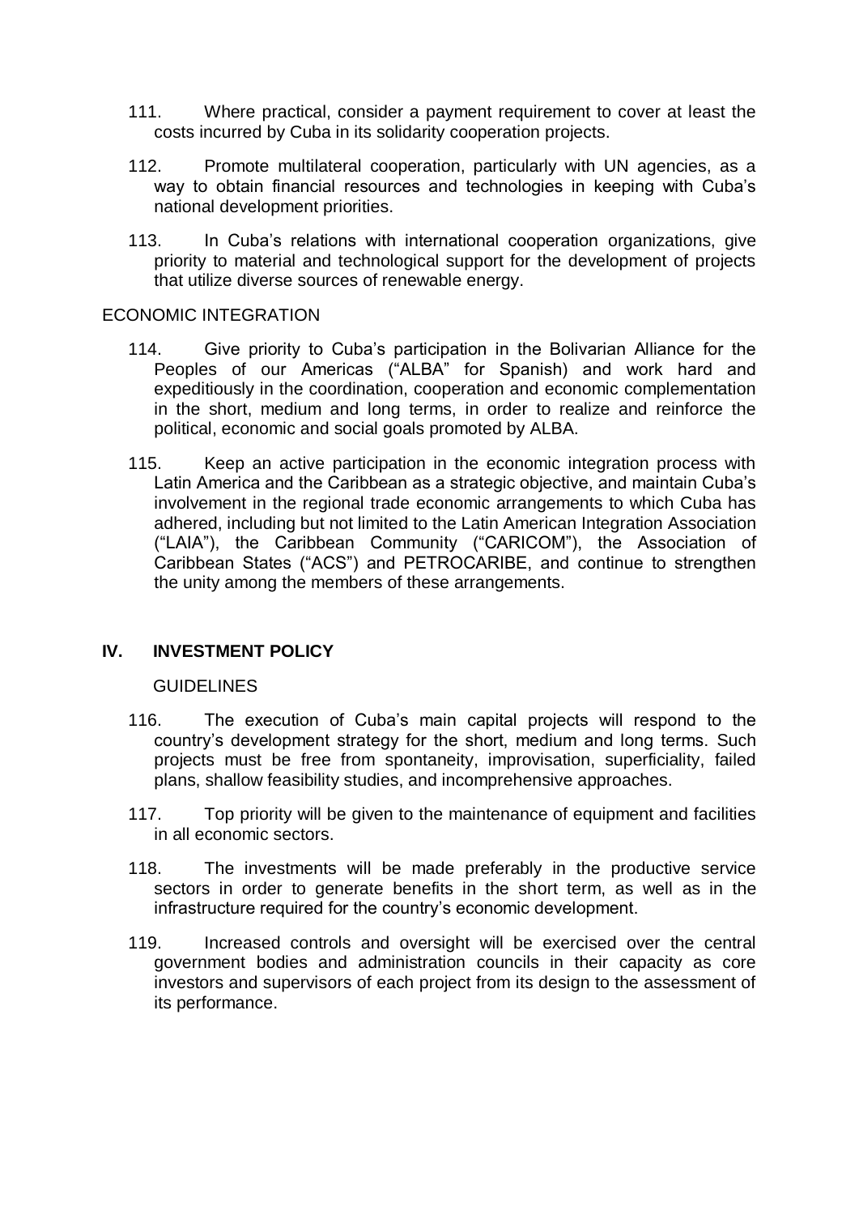111. Where practical, consider a payment requirement to cover at least the costs incurred by Cuba in its solidarity cooperation projects.

112. Promote multilateral cooperation, particularly with UN agencies, as a way to obtain financial resources and technologies in keeping with Cuba's national development priorities.

113. In Cuba's relations with international cooperation organizations, give priority to material and technological support for the development of projects that utilize diverse sources of renewable energy.

ECONOMIC INTEGRATION

114. Give priority to Cuba's participation in the Bolivarian Alliance for the Peoples of our Americas ("ALBA" for Spanish) and work hard and expeditiously in the coordination, cooperation and economic complementation in the short, medium and long terms, in order to realize and reinforce the political, economic and social goals promoted by ALBA.

115. Keep an active participation in the economic integration process with Latin America and the Caribbean as a strategic objective, and maintain Cuba's involvement in the regional trade economic arrangements to which Cuba has adhered, including but not limited to the Latin American Integration Association ("LAIA"), the Caribbean Community ("CARICOM"), the Association of Caribbean States ("ACS") and PETROCARIBE, and continue to strengthen the unity among the members of these arrangements.

## IV. INVESTMENT POLICY

GUIDELINES

116. The execution of Cuba's main capital projects will respond to the country's development strategy for the short, medium and long terms. Such projects must be free from spontaneity, improvisation, superficiality, failed plans, shallow feasibility studies, and incomprehensive approaches.

117. Top priority will be given to the maintenance of equipment and facilities in all economic sectors.

118. The investments will be made preferably in the productive service sectors in order to generate benefits in the short term, as well as in the infrastructure required for the country's economic development.

119. Increased controls and oversight will be exercised over the central government bodies and administration councils in their capacity as core investors and supervisors of each project from its design to the assessment of its performance.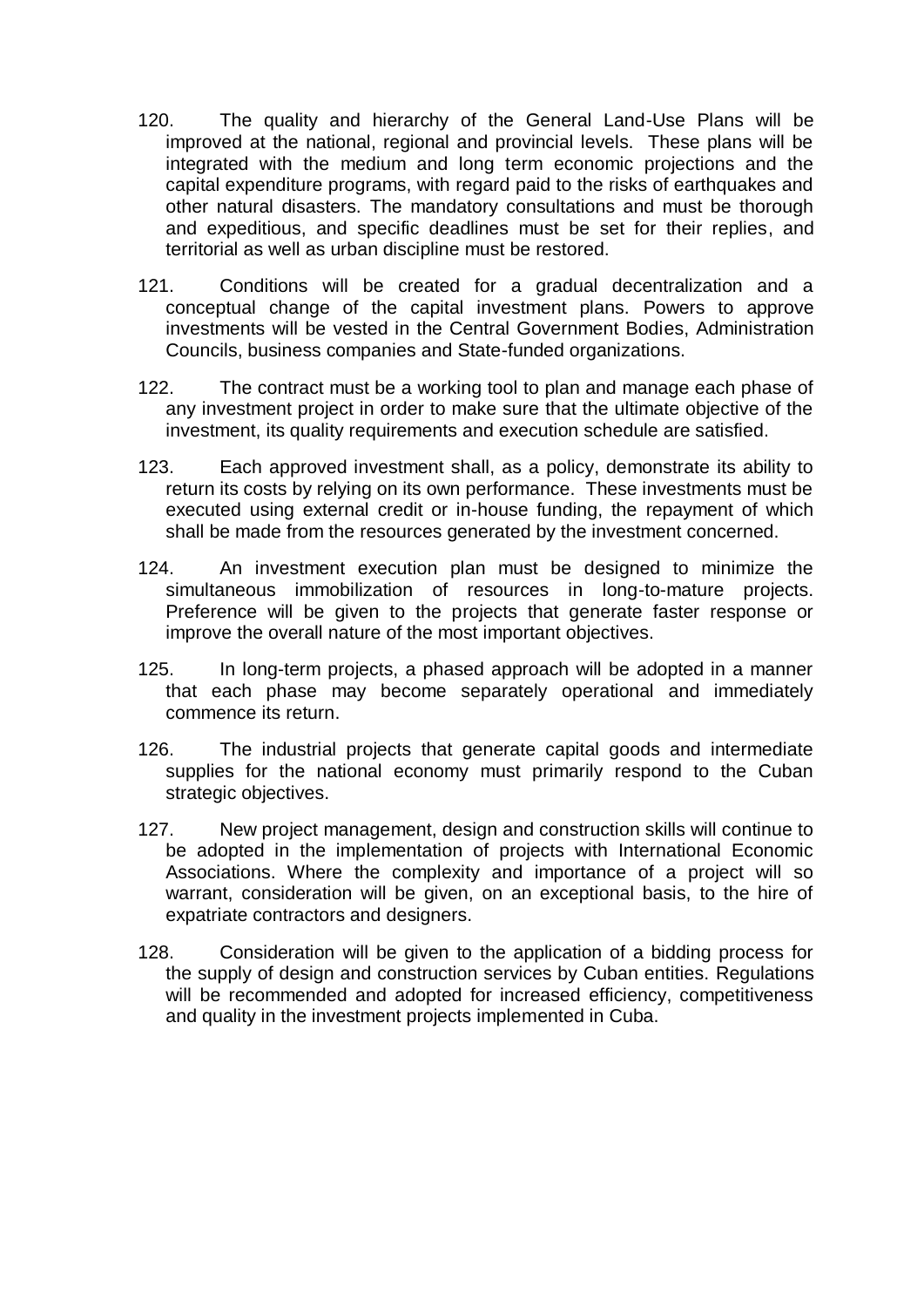120. The quality and hierarchy of the General Land-Use Plans will be improved at the national, regional and provincial levels. These plans will be integrated with the medium and long term economic projections and the capital expenditure programs, with regard paid to the risks of earthquakes and other natural disasters. The mandatory consultations and must be thorough and expeditious, and specific deadlines must be set for their replies, and territorial as well as urban discipline must be restored.

121. Conditions will be created for a gradual decentralization and a conceptual change of the capital investment plans. Powers to approve investments will be vested in the Central Government Bodies, Administration Councils, business companies and State-funded organizations.

122. The contract must be a working tool to plan and manage each phase of any investment project in order to make sure that the ultimate objective of the investment, its quality requirements and execution schedule are satisfied.

123. Each approved investment shall, as a policy, demonstrate its ability to return its costs by relying on its own performance. These investments must be executed using external credit or in-house funding, the repayment of which shall be made from the resources generated by the investment concerned.

124. An investment execution plan must be designed to minimize the simultaneous immobilization of resources in long-to-mature projects. Preference will be given to the projects that generate faster response or improve the overall nature of the most important objectives.

125. In long-term projects, a phased approach will be adopted in a manner that each phase may become separately operational and immediately commence its return.

126. The industrial projects that generate capital goods and intermediate supplies for the national economy must primarily respond to the Cuban strategic objectives.

127. New project management, design and construction skills will continue to be adopted in the implementation of projects with International Economic Associations. Where the complexity and importance of a project will so warrant, consideration will be given, on an exceptional basis, to the hire of expatriate contractors and designers.

128. Consideration will be given to the application of a bidding process for the supply of design and construction services by Cuban entities. Regulations will be recommended and adopted for increased efficiency, competitiveness and quality in the investment projects implemented in Cuba.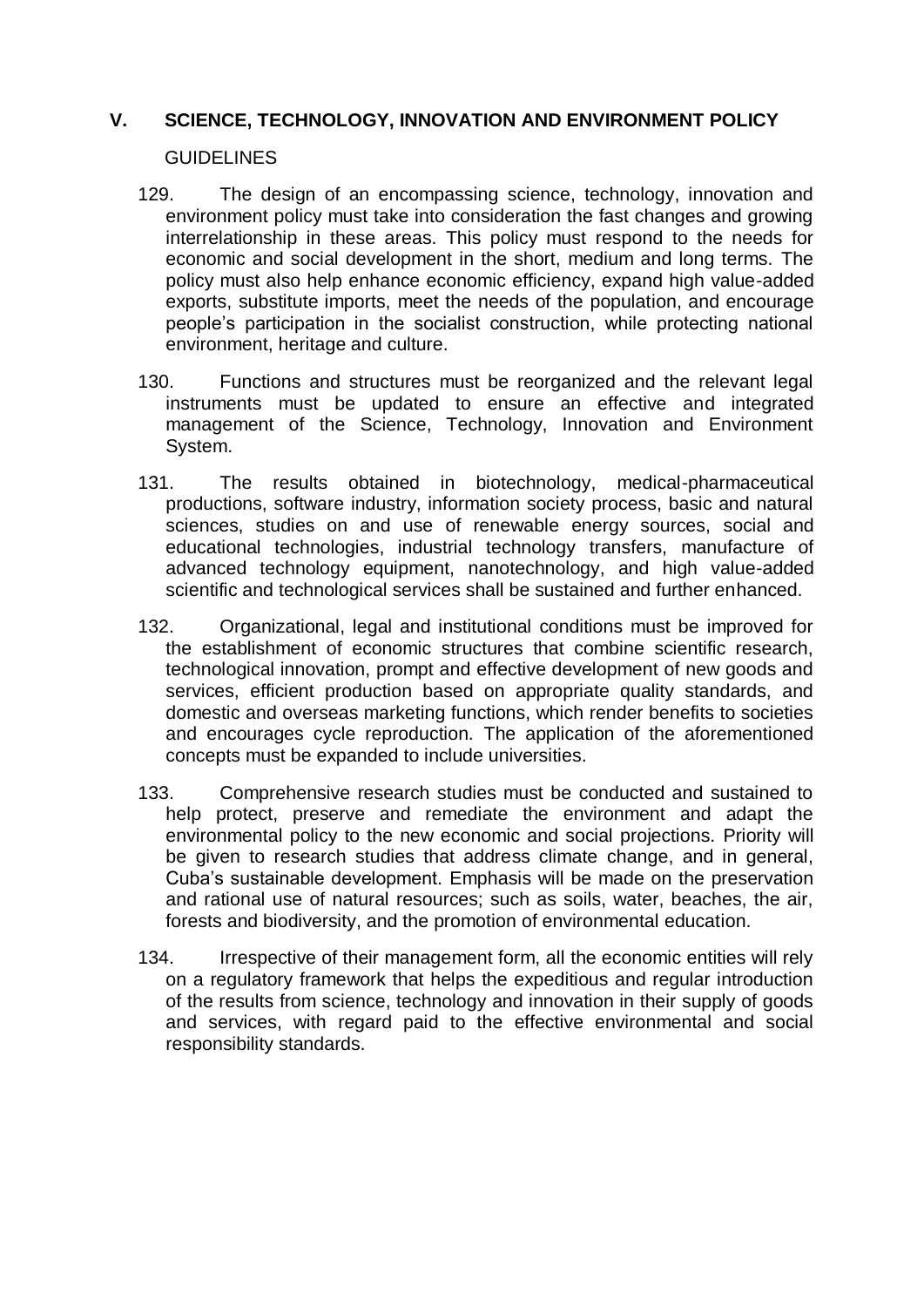## V. SCIENCE, TECHNOLOGY, INNOVATION AND ENVIRONMENT POLICY

GUIDELINES

129. The design of an encompassing science, technology, innovation and environment policy must take into consideration the fast changes and growing interrelationship in these areas. This policy must respond to the needs for economic and social development in the short, medium and long terms. The policy must also help enhance economic efficiency, expand high value-added exports, substitute imports, meet the needs of the population, and encourage people's participation in the socialist construction, while protecting national environment, heritage and culture.

130. Functions and structures must be reorganized and the relevant legal instruments must be updated to ensure an effective and integrated management of the Science, Technology, Innovation and Environment System.

131. The results obtained in biotechnology, medical-pharmaceutical productions, software industry, information society process, basic and natural sciences, studies on and use of renewable energy sources, social and educational technologies, industrial technology transfers, manufacture of advanced technology equipment, nanotechnology, and high value-added scientific and technological services shall be sustained and further enhanced.

132. Organizational, legal and institutional conditions must be improved for the establishment of economic structures that combine scientific research, technological innovation, prompt and effective development of new goods and services, efficient production based on appropriate quality standards, and domestic and overseas marketing functions, which render benefits to societies and encourages cycle reproduction. The application of the aforementioned concepts must be expanded to include universities.

133. Comprehensive research studies must be conducted and sustained to help protect, preserve and remediate the environment and adapt the environmental policy to the new economic and social projections. Priority will be given to research studies that address climate change, and in general, Cuba's sustainable development. Emphasis will be made on the preservation and rational use of natural resources; such as soils, water, beaches, the air, forests and biodiversity, and the promotion of environmental education.

134. Irrespective of their management form, all the economic entities will rely on a regulatory framework that helps the expeditious and regular introduction of the results from science, technology and innovation in their supply of goods and services, with regard paid to the effective environmental and social responsibility standards.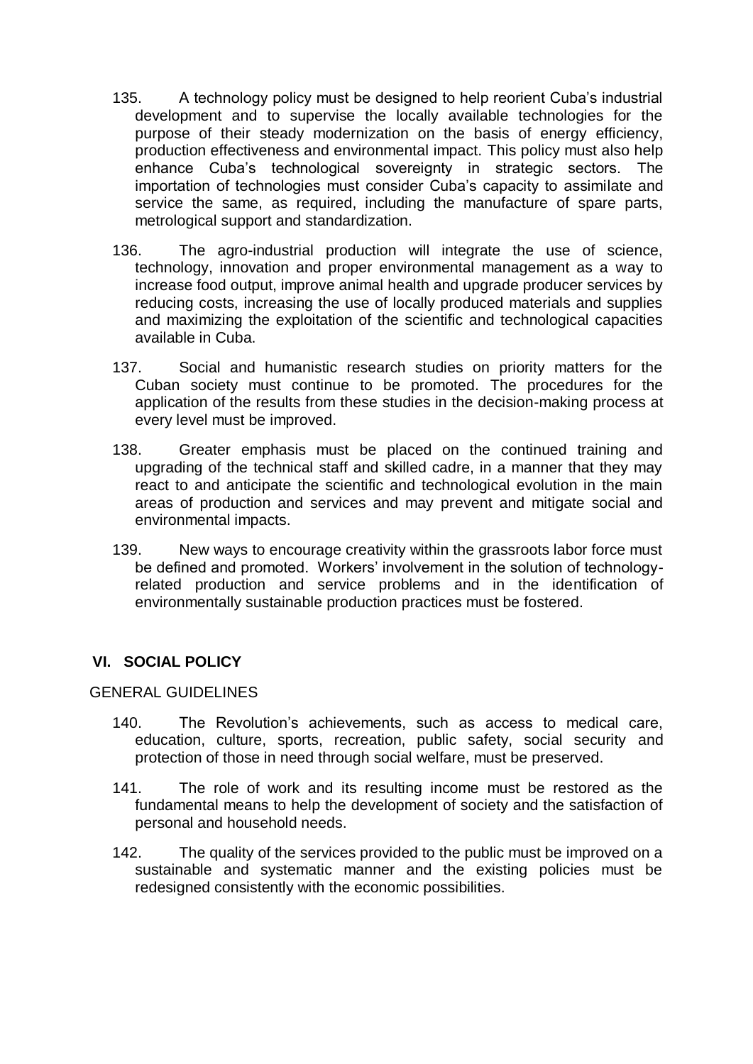135. A technology policy must be designed to help reorient Cuba's industrial development and to supervise the locally available technologies for the purpose of their steady modernization on the basis of energy efficiency, production effectiveness and environmental impact. This policy must also help enhance Cuba's technological sovereignty in strategic sectors. The importation of technologies must consider Cuba's capacity to assimilate and service the same, as required, including the manufacture of spare parts, metrological support and standardization.

136. The agro-industrial production will integrate the use of science, technology, innovation and proper environmental management as a way to increase food output, improve animal health and upgrade producer services by reducing costs, increasing the use of locally produced materials and supplies and maximizing the exploitation of the scientific and technological capacities available in Cuba.

137. Social and humanistic research studies on priority matters for the Cuban society must continue to be promoted. The procedures for the application of the results from these studies in the decision-making process at every level must be improved.

138. Greater emphasis must be placed on the continued training and upgrading of the technical staff and skilled cadre, in a manner that they may react to and anticipate the scientific and technological evolution in the main areas of production and services and may prevent and mitigate social and environmental impacts.

139. New ways to encourage creativity within the grassroots labor force must be defined and promoted. Workers' involvement in the solution of technology-related production and service problems and in the identification of environmentally sustainable production practices must be fostered.

## VI. SOCIAL POLICY

### GENERAL GUIDELINES

140. The Revolution's achievements, such as access to medical care, education, culture, sports, recreation, public safety, social security and protection of those in need through social welfare, must be preserved.

141. The role of work and its resulting income must be restored as the fundamental means to help the development of society and the satisfaction of personal and household needs.

142. The quality of the services provided to the public must be improved on a sustainable and systematic manner and the existing policies must be redesigned consistently with the economic possibilities.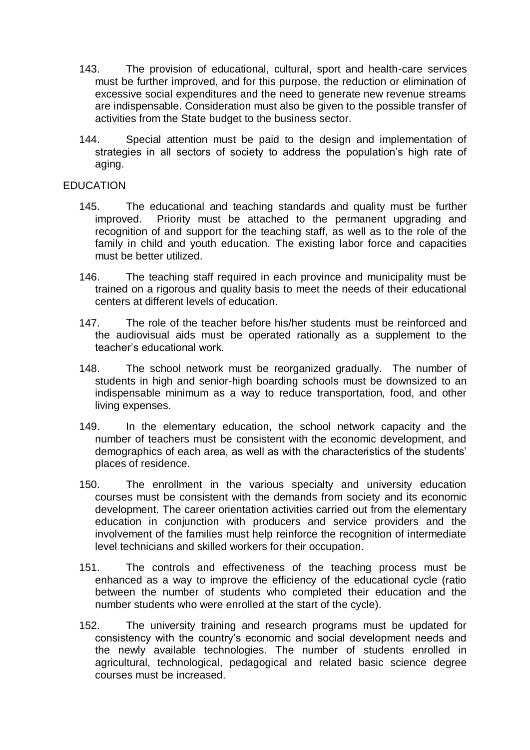143. The provision of educational, cultural, sport and health-care services must be further improved, and for this purpose, the reduction or elimination of excessive social expenditures and the need to generate new revenue streams are indispensable. Consideration must also be given to the possible transfer of activities from the State budget to the business sector.

144. Special attention must be paid to the design and implementation of strategies in all sectors of society to address the population's high rate of aging.

## EDUCATION

145. The educational and teaching standards and quality must be further improved. Priority must be attached to the permanent upgrading and recognition of and support for the teaching staff, as well as to the role of the family in child and youth education. The existing labor force and capacities must be better utilized.

146. The teaching staff required in each province and municipality must be trained on a rigorous and quality basis to meet the needs of their educational centers at different levels of education.

147. The role of the teacher before his/her students must be reinforced and the audiovisual aids must be operated rationally as a supplement to the teacher's educational work.

148. The school network must be reorganized gradually. The number of students in high and senior-high boarding schools must be downsized to an indispensable minimum as a way to reduce transportation, food, and other living expenses.

149. In the elementary education, the school network capacity and the number of teachers must be consistent with the economic development, and demographics of each area, as well as with the characteristics of the students' places of residence.

150. The enrollment in the various specialty and university education courses must be consistent with the demands from society and its economic development. The career orientation activities carried out from the elementary education in conjunction with producers and service providers and the involvement of the families must help reinforce the recognition of intermediate level technicians and skilled workers for their occupation.

151. The controls and effectiveness of the teaching process must be enhanced as a way to improve the efficiency of the educational cycle (ratio between the number of students who completed their education and the number students who were enrolled at the start of the cycle).

152. The university training and research programs must be updated for consistency with the country's economic and social development needs and the newly available technologies. The number of students enrolled in agricultural, technological, pedagogical and related basic science degree courses must be increased.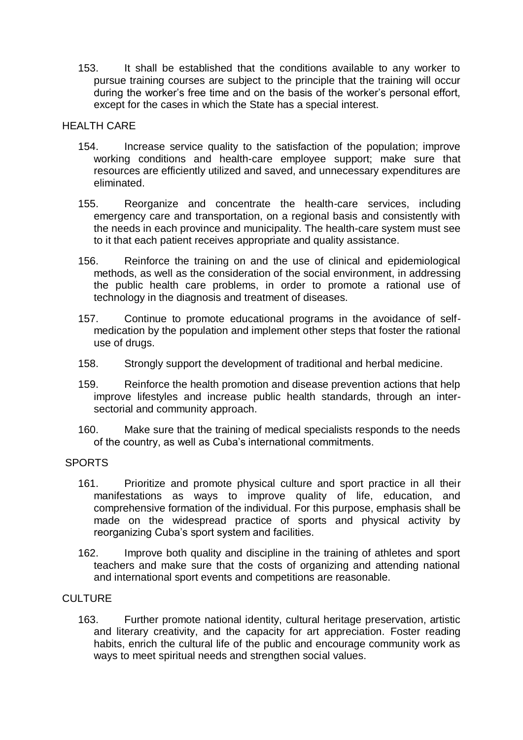153. It shall be established that the conditions available to any worker to pursue training courses are subject to the principle that the training will occur during the worker's free time and on the basis of the worker's personal effort, except for the cases in which the State has a special interest.

## HEALTH CARE

154. Increase service quality to the satisfaction of the population; improve working conditions and health-care employee support; make sure that resources are efficiently utilized and saved, and unnecessary expenditures are eliminated.

155. Reorganize and concentrate the health-care services, including emergency care and transportation, on a regional basis and consistently with the needs in each province and municipality. The health-care system must see to it that each patient receives appropriate and quality assistance.

156. Reinforce the training on and the use of clinical and epidemiological methods, as well as the consideration of the social environment, in addressing the public health care problems, in order to promote a rational use of technology in the diagnosis and treatment of diseases.

157. Continue to promote educational programs in the avoidance of self-medication by the population and implement other steps that foster the rational use of drugs.

158. Strongly support the development of traditional and herbal medicine.

159. Reinforce the health promotion and disease prevention actions that help improve lifestyles and increase public health standards, through an inter-sectorial and community approach.

160. Make sure that the training of medical specialists responds to the needs of the country, as well as Cuba's international commitments.

## SPORTS

161. Prioritize and promote physical culture and sport practice in all their manifestations as ways to improve quality of life, education, and comprehensive formation of the individual. For this purpose, emphasis shall be made on the widespread practice of sports and physical activity by reorganizing Cuba's sport system and facilities.

162. Improve both quality and discipline in the training of athletes and sport teachers and make sure that the costs of organizing and attending national and international sport events and competitions are reasonable.

## CULTURE

163. Further promote national identity, cultural heritage preservation, artistic and literary creativity, and the capacity for art appreciation. Foster reading habits, enrich the cultural life of the public and encourage community work as ways to meet spiritual needs and strengthen social values.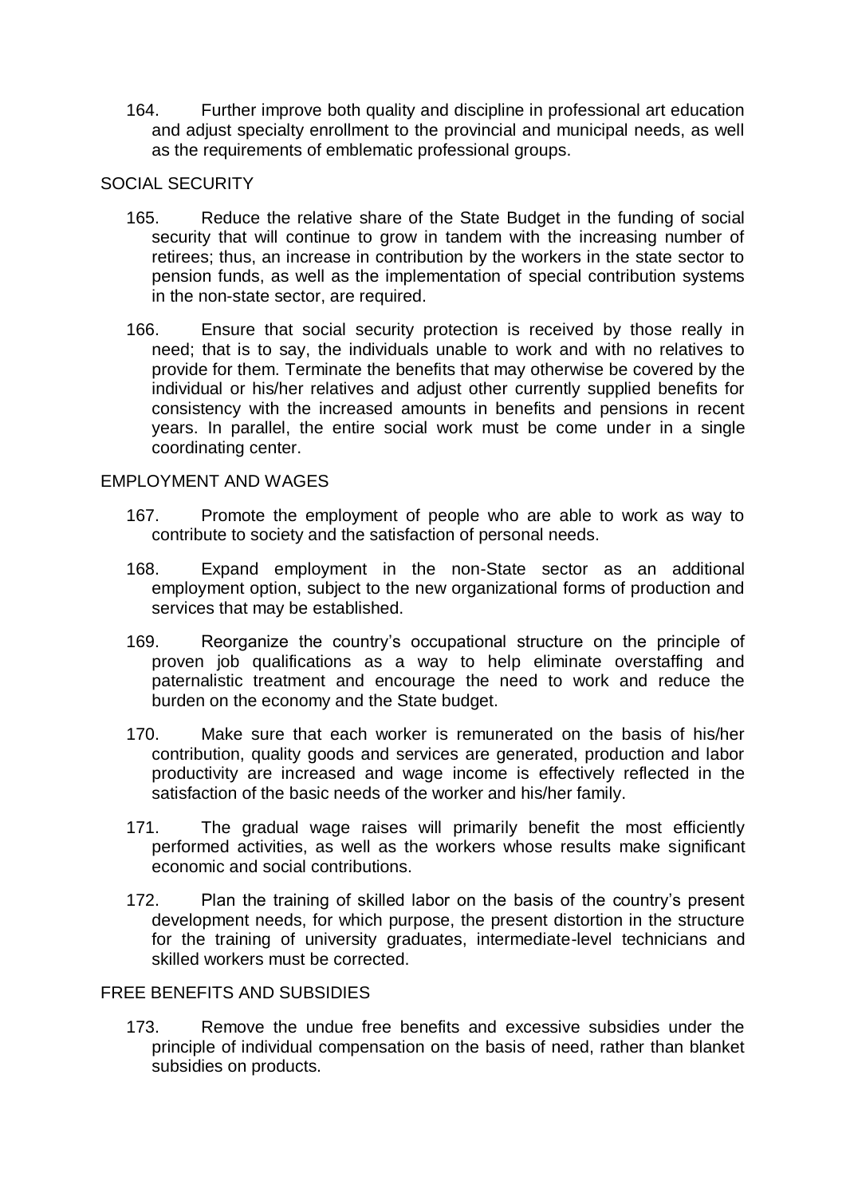164. Further improve both quality and discipline in professional art education and adjust specialty enrollment to the provincial and municipal needs, as well as the requirements of emblematic professional groups.

## SOCIAL SECURITY

165. Reduce the relative share of the State Budget in the funding of social security that will continue to grow in tandem with the increasing number of retirees; thus, an increase in contribution by the workers in the state sector to pension funds, as well as the implementation of special contribution systems in the non-state sector, are required.

166. Ensure that social security protection is received by those really in need; that is to say, the individuals unable to work and with no relatives to provide for them. Terminate the benefits that may otherwise be covered by the individual or his/her relatives and adjust other currently supplied benefits for consistency with the increased amounts in benefits and pensions in recent years. In parallel, the entire social work must be come under in a single coordinating center.

## EMPLOYMENT AND WAGES

167. Promote the employment of people who are able to work as way to contribute to society and the satisfaction of personal needs.

168. Expand employment in the non-State sector as an additional employment option, subject to the new organizational forms of production and services that may be established.

169. Reorganize the country's occupational structure on the principle of proven job qualifications as a way to help eliminate overstaffing and paternalistic treatment and encourage the need to work and reduce the burden on the economy and the State budget.

170. Make sure that each worker is remunerated on the basis of his/her contribution, quality goods and services are generated, production and labor productivity are increased and wage income is effectively reflected in the satisfaction of the basic needs of the worker and his/her family.

171. The gradual wage raises will primarily benefit the most efficiently performed activities, as well as the workers whose results make significant economic and social contributions.

172. Plan the training of skilled labor on the basis of the country's present development needs, for which purpose, the present distortion in the structure for the training of university graduates, intermediate-level technicians and skilled workers must be corrected.

## FREE BENEFITS AND SUBSIDIES

173. Remove the undue free benefits and excessive subsidies under the principle of individual compensation on the basis of need, rather than blanket subsidies on products.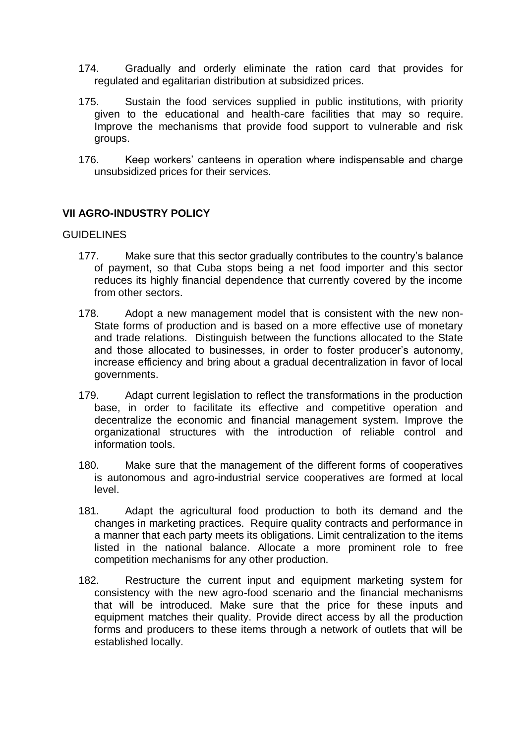174. Gradually and orderly eliminate the ration card that provides for regulated and egalitarian distribution at subsidized prices.

175. Sustain the food services supplied in public institutions, with priority given to the educational and health-care facilities that may so require. Improve the mechanisms that provide food support to vulnerable and risk groups.

176. Keep workers' canteens in operation where indispensable and charge unsubsidized prices for their services.

## VII AGRO-INDUSTRY POLICY

GUIDELINES

177. Make sure that this sector gradually contributes to the country's balance of payment, so that Cuba stops being a net food importer and this sector reduces its highly financial dependence that currently covered by the income from other sectors.

178. Adopt a new management model that is consistent with the new non-State forms of production and is based on a more effective use of monetary and trade relations. Distinguish between the functions allocated to the State and those allocated to businesses, in order to foster producer's autonomy, increase efficiency and bring about a gradual decentralization in favor of local governments.

179. Adapt current legislation to reflect the transformations in the production base, in order to facilitate its effective and competitive operation and decentralize the economic and financial management system. Improve the organizational structures with the introduction of reliable control and information tools.

180. Make sure that the management of the different forms of cooperatives is autonomous and agro-industrial service cooperatives are formed at local level.

181. Adapt the agricultural food production to both its demand and the changes in marketing practices. Require quality contracts and performance in a manner that each party meets its obligations. Limit centralization to the items listed in the national balance. Allocate a more prominent role to free competition mechanisms for any other production.

182. Restructure the current input and equipment marketing system for consistency with the new agro-food scenario and the financial mechanisms that will be introduced. Make sure that the price for these inputs and equipment matches their quality. Provide direct access by all the production forms and producers to these items through a network of outlets that will be established locally.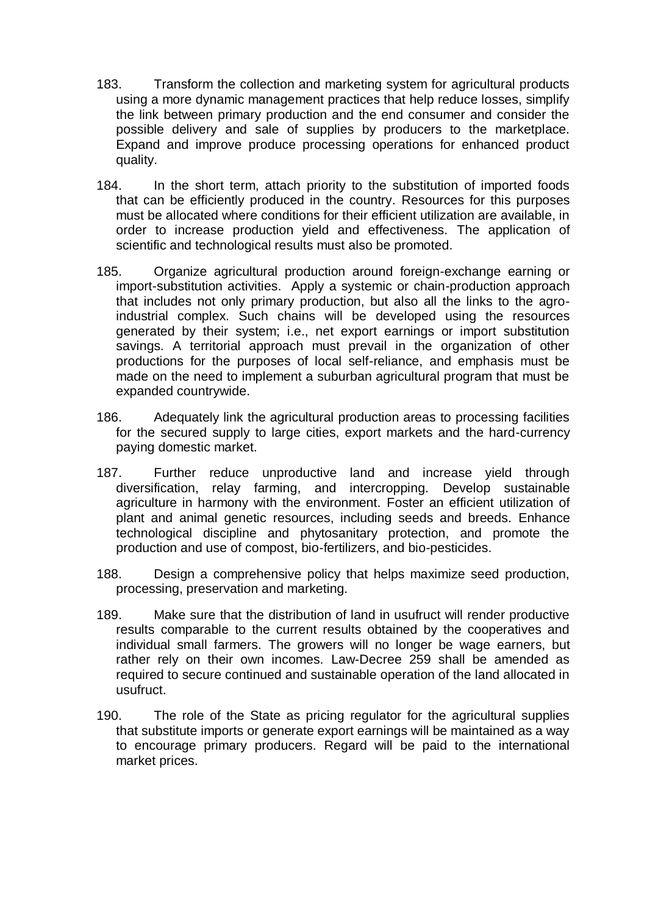183. Transform the collection and marketing system for agricultural products using a more dynamic management practices that help reduce losses, simplify the link between primary production and the end consumer and consider the possible delivery and sale of supplies by producers to the marketplace. Expand and improve produce processing operations for enhanced product quality.

184. In the short term, attach priority to the substitution of imported foods that can be efficiently produced in the country. Resources for this purposes must be allocated where conditions for their efficient utilization are available, in order to increase production yield and effectiveness. The application of scientific and technological results must also be promoted.

185. Organize agricultural production around foreign-exchange earning or import-substitution activities. Apply a systemic or chain-production approach that includes not only primary production, but also all the links to the agro-industrial complex. Such chains will be developed using the resources generated by their system; i.e., net export earnings or import substitution savings. A territorial approach must prevail in the organization of other productions for the purposes of local self-reliance, and emphasis must be made on the need to implement a suburban agricultural program that must be expanded countrywide.

186. Adequately link the agricultural production areas to processing facilities for the secured supply to large cities, export markets and the hard-currency paying domestic market.

187. Further reduce unproductive land and increase yield through diversification, relay farming, and intercropping. Develop sustainable agriculture in harmony with the environment. Foster an efficient utilization of plant and animal genetic resources, including seeds and breeds. Enhance technological discipline and phytosanitary protection, and promote the production and use of compost, bio-fertilizers, and bio-pesticides.

188. Design a comprehensive policy that helps maximize seed production, processing, preservation and marketing.

189. Make sure that the distribution of land in usufruct will render productive results comparable to the current results obtained by the cooperatives and individual small farmers. The growers will no longer be wage earners, but rather rely on their own incomes. Law-Decree 259 shall be amended as required to secure continued and sustainable operation of the land allocated in usufruct.

190. The role of the State as pricing regulator for the agricultural supplies that substitute imports or generate export earnings will be maintained as a way to encourage primary producers. Regard will be paid to the international market prices.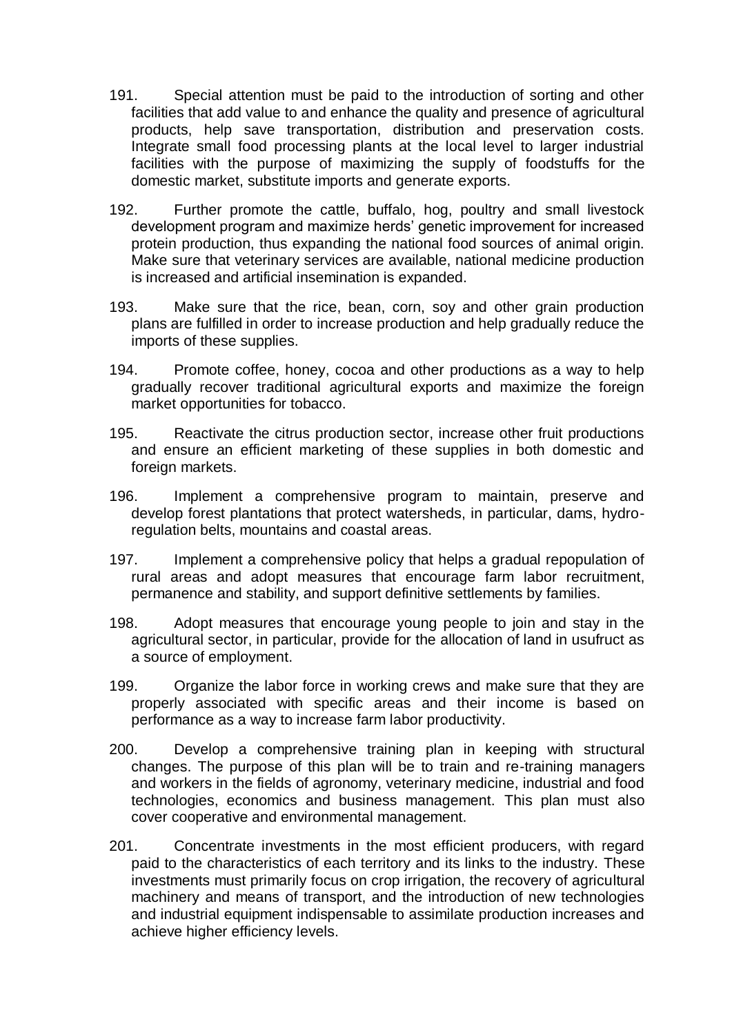191. Special attention must be paid to the introduction of sorting and other facilities that add value to and enhance the quality and presence of agricultural products, help save transportation, distribution and preservation costs. Integrate small food processing plants at the local level to larger industrial facilities with the purpose of maximizing the supply of foodstuffs for the domestic market, substitute imports and generate exports.

192. Further promote the cattle, buffalo, hog, poultry and small livestock development program and maximize herds' genetic improvement for increased protein production, thus expanding the national food sources of animal origin. Make sure that veterinary services are available, national medicine production is increased and artificial insemination is expanded.

193. Make sure that the rice, bean, corn, soy and other grain production plans are fulfilled in order to increase production and help gradually reduce the imports of these supplies.

194. Promote coffee, honey, cocoa and other productions as a way to help gradually recover traditional agricultural exports and maximize the foreign market opportunities for tobacco.

195. Reactivate the citrus production sector, increase other fruit productions and ensure an efficient marketing of these supplies in both domestic and foreign markets.

196. Implement a comprehensive program to maintain, preserve and develop forest plantations that protect watersheds, in particular, dams, hydro-regulation belts, mountains and coastal areas.

197. Implement a comprehensive policy that helps a gradual repopulation of rural areas and adopt measures that encourage farm labor recruitment, permanence and stability, and support definitive settlements by families.

198. Adopt measures that encourage young people to join and stay in the agricultural sector, in particular, provide for the allocation of land in usufruct as a source of employment.

199. Organize the labor force in working crews and make sure that they are properly associated with specific areas and their income is based on performance as a way to increase farm labor productivity.

200. Develop a comprehensive training plan in keeping with structural changes. The purpose of this plan will be to train and re-training managers and workers in the fields of agronomy, veterinary medicine, industrial and food technologies, economics and business management. This plan must also cover cooperative and environmental management.

201. Concentrate investments in the most efficient producers, with regard paid to the characteristics of each territory and its links to the industry. These investments must primarily focus on crop irrigation, the recovery of agricultural machinery and means of transport, and the introduction of new technologies and industrial equipment indispensable to assimilate production increases and achieve higher efficiency levels.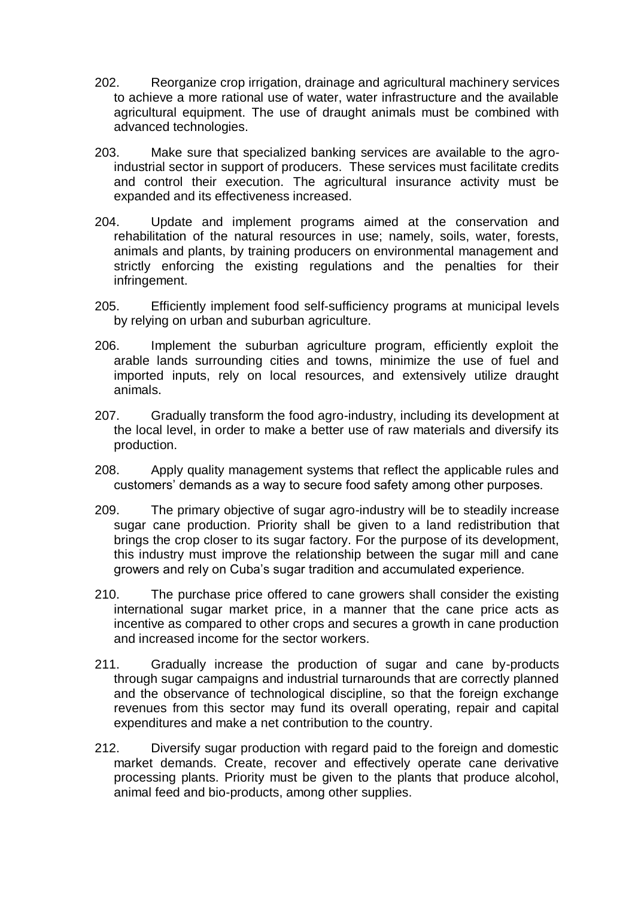202. Reorganize crop irrigation, drainage and agricultural machinery services to achieve a more rational use of water, water infrastructure and the available agricultural equipment. The use of draught animals must be combined with advanced technologies.

203. Make sure that specialized banking services are available to the agro-industrial sector in support of producers. These services must facilitate credits and control their execution. The agricultural insurance activity must be expanded and its effectiveness increased.

204. Update and implement programs aimed at the conservation and rehabilitation of the natural resources in use; namely, soils, water, forests, animals and plants, by training producers on environmental management and strictly enforcing the existing regulations and the penalties for their infringement.

205. Efficiently implement food self-sufficiency programs at municipal levels by relying on urban and suburban agriculture.

206. Implement the suburban agriculture program, efficiently exploit the arable lands surrounding cities and towns, minimize the use of fuel and imported inputs, rely on local resources, and extensively utilize draught animals.

207. Gradually transform the food agro-industry, including its development at the local level, in order to make a better use of raw materials and diversify its production.

208. Apply quality management systems that reflect the applicable rules and customers' demands as a way to secure food safety among other purposes.

209. The primary objective of sugar agro-industry will be to steadily increase sugar cane production. Priority shall be given to a land redistribution that brings the crop closer to its sugar factory. For the purpose of its development, this industry must improve the relationship between the sugar mill and cane growers and rely on Cuba's sugar tradition and accumulated experience.

210. The purchase price offered to cane growers shall consider the existing international sugar market price, in a manner that the cane price acts as incentive as compared to other crops and secures a growth in cane production and increased income for the sector workers.

211. Gradually increase the production of sugar and cane by-products through sugar campaigns and industrial turnarounds that are correctly planned and the observance of technological discipline, so that the foreign exchange revenues from this sector may fund its overall operating, repair and capital expenditures and make a net contribution to the country.

212. Diversify sugar production with regard paid to the foreign and domestic market demands. Create, recover and effectively operate cane derivative processing plants. Priority must be given to the plants that produce alcohol, animal feed and bio-products, among other supplies.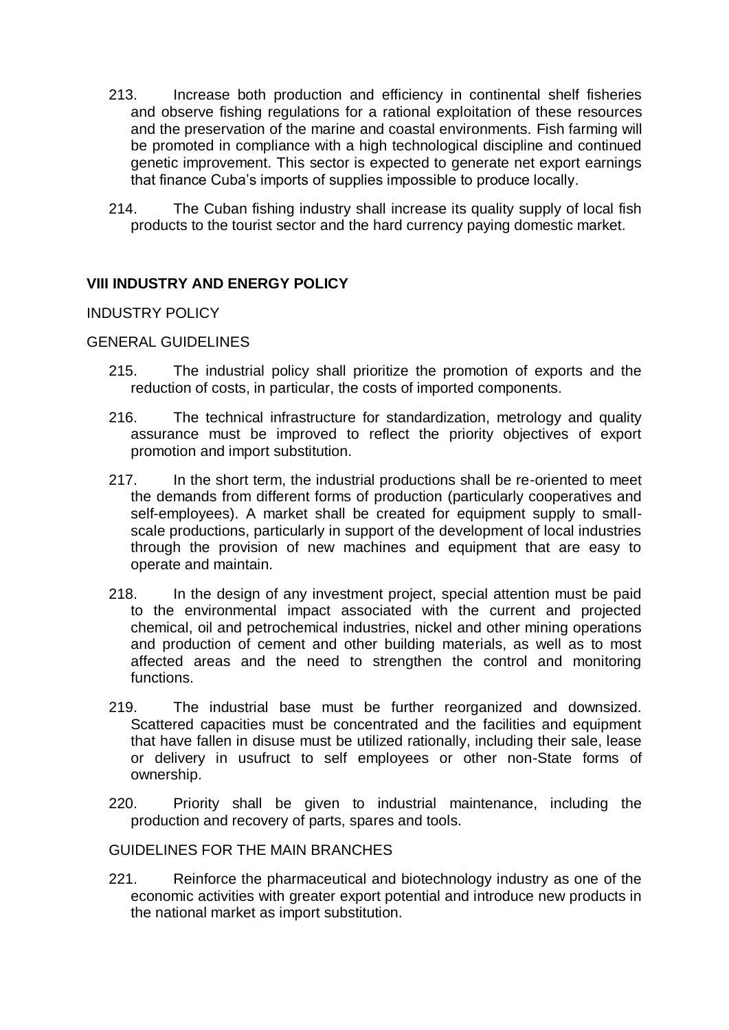213. Increase both production and efficiency in continental shelf fisheries and observe fishing regulations for a rational exploitation of these resources and the preservation of the marine and coastal environments. Fish farming will be promoted in compliance with a high technological discipline and continued genetic improvement. This sector is expected to generate net export earnings that finance Cuba's imports of supplies impossible to produce locally.

214. The Cuban fishing industry shall increase its quality supply of local fish products to the tourist sector and the hard currency paying domestic market.

## VIII INDUSTRY AND ENERGY POLICY

### INDUSTRY POLICY

#### GENERAL GUIDELINES

215. The industrial policy shall prioritize the promotion of exports and the reduction of costs, in particular, the costs of imported components.

216. The technical infrastructure for standardization, metrology and quality assurance must be improved to reflect the priority objectives of export promotion and import substitution.

217. In the short term, the industrial productions shall be re-oriented to meet the demands from different forms of production (particularly cooperatives and self-employees). A market shall be created for equipment supply to small-scale productions, particularly in support of the development of local industries through the provision of new machines and equipment that are easy to operate and maintain.

218. In the design of any investment project, special attention must be paid to the environmental impact associated with the current and projected chemical, oil and petrochemical industries, nickel and other mining operations and production of cement and other building materials, as well as to most affected areas and the need to strengthen the control and monitoring functions.

219. The industrial base must be further reorganized and downsized. Scattered capacities must be concentrated and the facilities and equipment that have fallen in disuse must be utilized rationally, including their sale, lease or delivery in usufruct to self employees or other non-State forms of ownership.

220. Priority shall be given to industrial maintenance, including the production and recovery of parts, spares and tools.

#### GUIDELINES FOR THE MAIN BRANCHES

221. Reinforce the pharmaceutical and biotechnology industry as one of the economic activities with greater export potential and introduce new products in the national market as import substitution.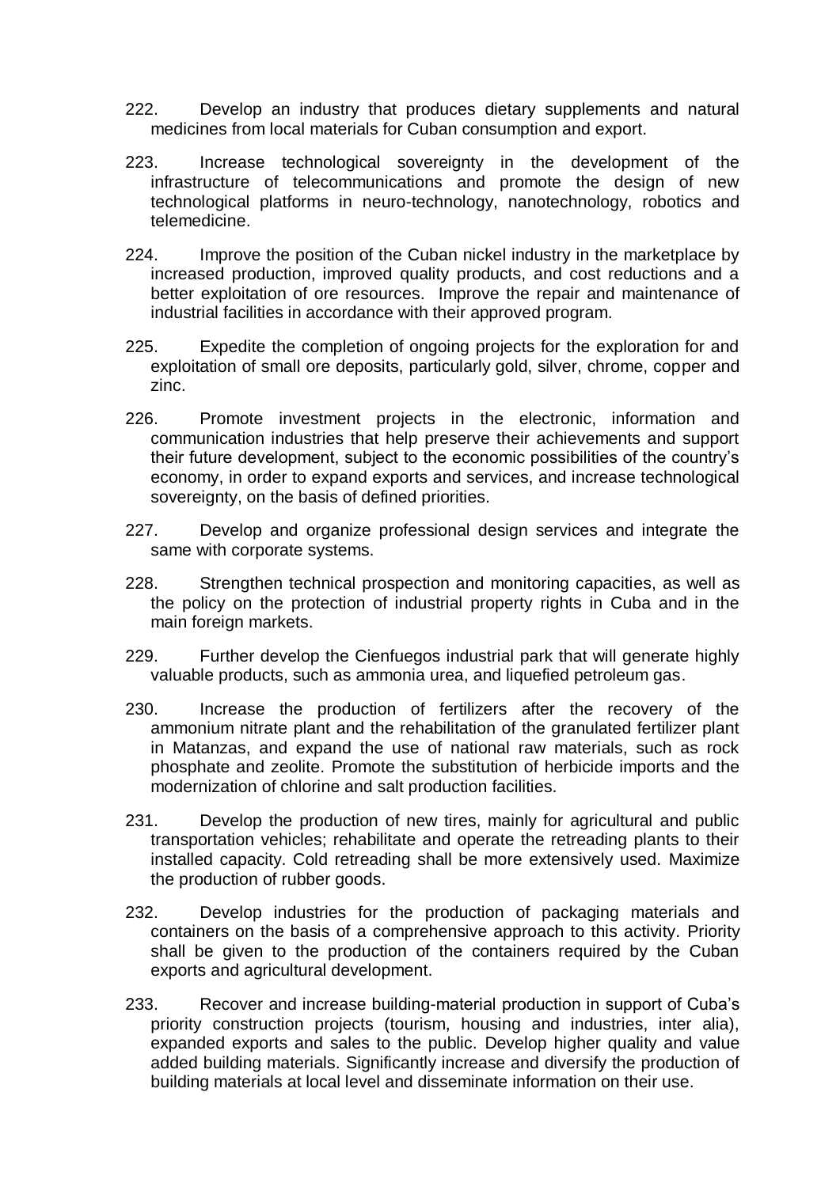222. Develop an industry that produces dietary supplements and natural medicines from local materials for Cuban consumption and export.

223. Increase technological sovereignty in the development of the infrastructure of telecommunications and promote the design of new technological platforms in neuro-technology, nanotechnology, robotics and telemedicine.

224. Improve the position of the Cuban nickel industry in the marketplace by increased production, improved quality products, and cost reductions and a better exploitation of ore resources. Improve the repair and maintenance of industrial facilities in accordance with their approved program.

225. Expedite the completion of ongoing projects for the exploration for and exploitation of small ore deposits, particularly gold, silver, chrome, copper and zinc.

226. Promote investment projects in the electronic, information and communication industries that help preserve their achievements and support their future development, subject to the economic possibilities of the country's economy, in order to expand exports and services, and increase technological sovereignty, on the basis of defined priorities.

227. Develop and organize professional design services and integrate the same with corporate systems.

228. Strengthen technical prospection and monitoring capacities, as well as the policy on the protection of industrial property rights in Cuba and in the main foreign markets.

229. Further develop the Cienfuegos industrial park that will generate highly valuable products, such as ammonia urea, and liquefied petroleum gas.

230. Increase the production of fertilizers after the recovery of the ammonium nitrate plant and the rehabilitation of the granulated fertilizer plant in Matanzas, and expand the use of national raw materials, such as rock phosphate and zeolite. Promote the substitution of herbicide imports and the modernization of chlorine and salt production facilities.

231. Develop the production of new tires, mainly for agricultural and public transportation vehicles; rehabilitate and operate the retreading plants to their installed capacity. Cold retreading shall be more extensively used. Maximize the production of rubber goods.

232. Develop industries for the production of packaging materials and containers on the basis of a comprehensive approach to this activity. Priority shall be given to the production of the containers required by the Cuban exports and agricultural development.

233. Recover and increase building-material production in support of Cuba's priority construction projects (tourism, housing and industries, inter alia), expanded exports and sales to the public. Develop higher quality and value added building materials. Significantly increase and diversify the production of building materials at local level and disseminate information on their use.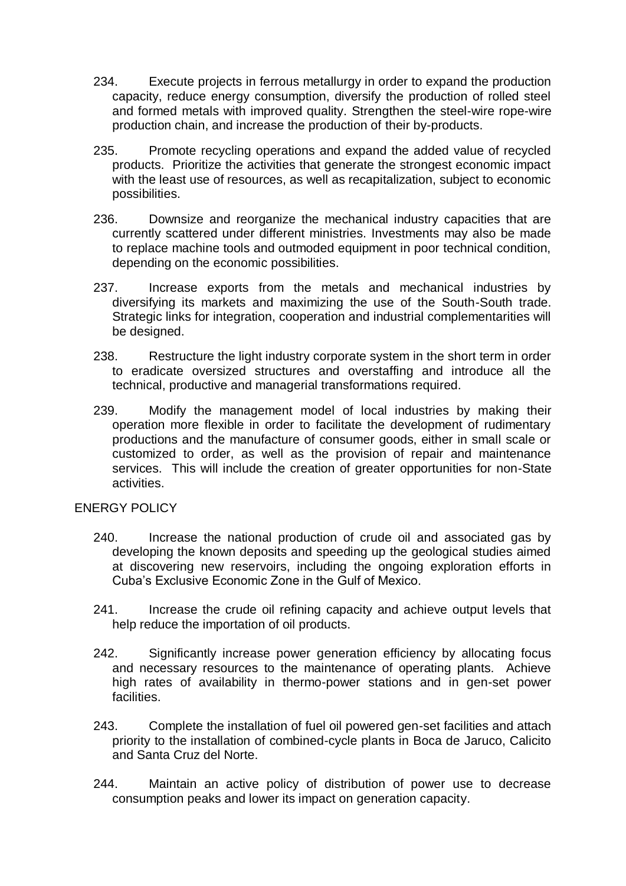234. Execute projects in ferrous metallurgy in order to expand the production capacity, reduce energy consumption, diversify the production of rolled steel and formed metals with improved quality. Strengthen the steel-wire rope-wire production chain, and increase the production of their by-products.

235. Promote recycling operations and expand the added value of recycled products. Prioritize the activities that generate the strongest economic impact with the least use of resources, as well as recapitalization, subject to economic possibilities.

236. Downsize and reorganize the mechanical industry capacities that are currently scattered under different ministries. Investments may also be made to replace machine tools and outmoded equipment in poor technical condition, depending on the economic possibilities.

237. Increase exports from the metals and mechanical industries by diversifying its markets and maximizing the use of the South-South trade. Strategic links for integration, cooperation and industrial complementarities will be designed.

238. Restructure the light industry corporate system in the short term in order to eradicate oversized structures and overstaffing and introduce all the technical, productive and managerial transformations required.

239. Modify the management model of local industries by making their operation more flexible in order to facilitate the development of rudimentary productions and the manufacture of consumer goods, either in small scale or customized to order, as well as the provision of repair and maintenance services. This will include the creation of greater opportunities for non-State activities.

## ENERGY POLICY

240. Increase the national production of crude oil and associated gas by developing the known deposits and speeding up the geological studies aimed at discovering new reservoirs, including the ongoing exploration efforts in Cuba's Exclusive Economic Zone in the Gulf of Mexico.

241. Increase the crude oil refining capacity and achieve output levels that help reduce the importation of oil products.

242. Significantly increase power generation efficiency by allocating focus and necessary resources to the maintenance of operating plants. Achieve high rates of availability in thermo-power stations and in gen-set power facilities.

243. Complete the installation of fuel oil powered gen-set facilities and attach priority to the installation of combined-cycle plants in Boca de Jaruco, Calicito and Santa Cruz del Norte.

244. Maintain an active policy of distribution of power use to decrease consumption peaks and lower its impact on generation capacity.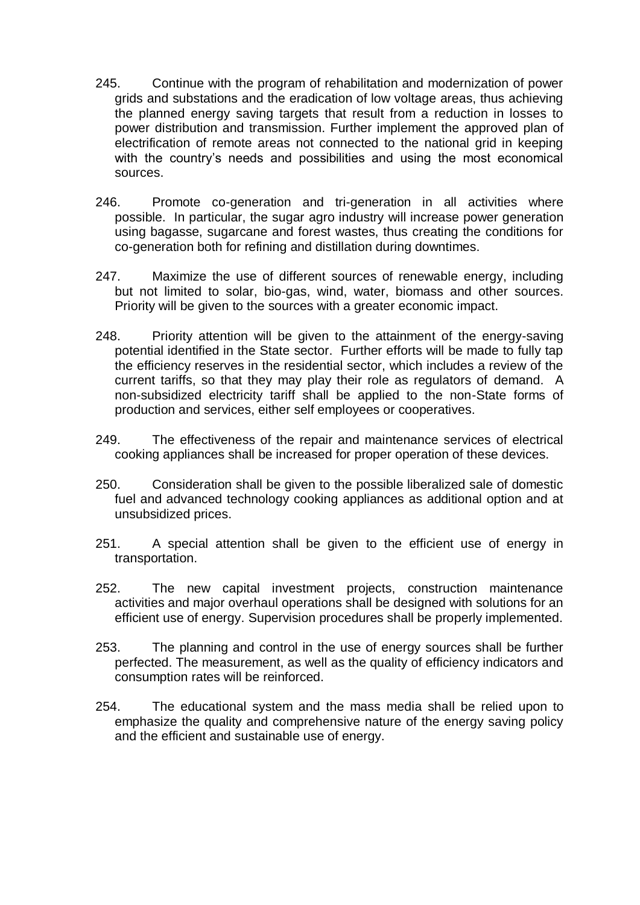245. Continue with the program of rehabilitation and modernization of power grids and substations and the eradication of low voltage areas, thus achieving the planned energy saving targets that result from a reduction in losses to power distribution and transmission. Further implement the approved plan of electrification of remote areas not connected to the national grid in keeping with the country's needs and possibilities and using the most economical sources.

246. Promote co-generation and tri-generation in all activities where possible. In particular, the sugar agro industry will increase power generation using bagasse, sugarcane and forest wastes, thus creating the conditions for co-generation both for refining and distillation during downtimes.

247. Maximize the use of different sources of renewable energy, including but not limited to solar, bio-gas, wind, water, biomass and other sources. Priority will be given to the sources with a greater economic impact.

248. Priority attention will be given to the attainment of the energy-saving potential identified in the State sector. Further efforts will be made to fully tap the efficiency reserves in the residential sector, which includes a review of the current tariffs, so that they may play their role as regulators of demand. A non-subsidized electricity tariff shall be applied to the non-State forms of production and services, either self employees or cooperatives.

249. The effectiveness of the repair and maintenance services of electrical cooking appliances shall be increased for proper operation of these devices.

250. Consideration shall be given to the possible liberalized sale of domestic fuel and advanced technology cooking appliances as additional option and at unsubsidized prices.

251. A special attention shall be given to the efficient use of energy in transportation.

252. The new capital investment projects, construction maintenance activities and major overhaul operations shall be designed with solutions for an efficient use of energy. Supervision procedures shall be properly implemented.

253. The planning and control in the use of energy sources shall be further perfected. The measurement, as well as the quality of efficiency indicators and consumption rates will be reinforced.

254. The educational system and the mass media shall be relied upon to emphasize the quality and comprehensive nature of the energy saving policy and the efficient and sustainable use of energy.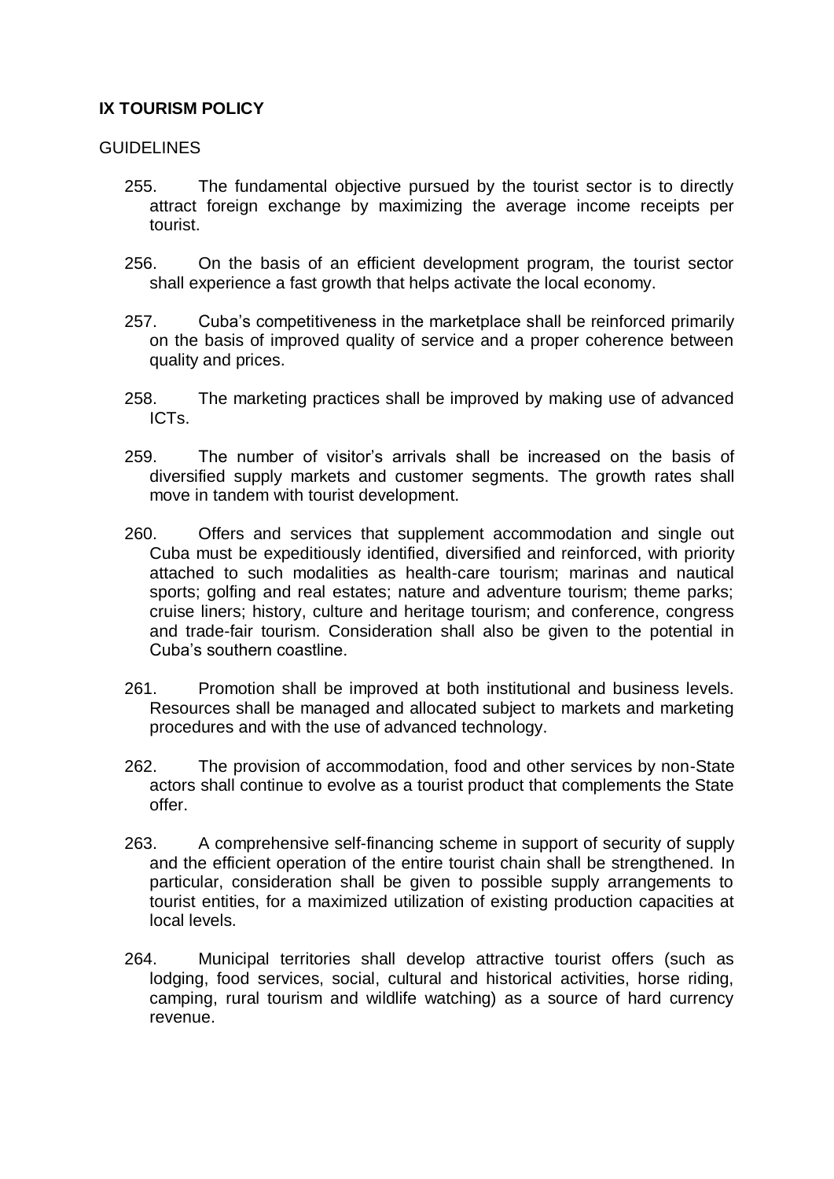## IX TOURISM POLICY

GUIDELINES

255. The fundamental objective pursued by the tourist sector is to directly attract foreign exchange by maximizing the average income receipts per tourist.

256. On the basis of an efficient development program, the tourist sector shall experience a fast growth that helps activate the local economy.

257. Cuba's competitiveness in the marketplace shall be reinforced primarily on the basis of improved quality of service and a proper coherence between quality and prices.

258. The marketing practices shall be improved by making use of advanced ICTs.

259. The number of visitor's arrivals shall be increased on the basis of diversified supply markets and customer segments. The growth rates shall move in tandem with tourist development.

260. Offers and services that supplement accommodation and single out Cuba must be expeditiously identified, diversified and reinforced, with priority attached to such modalities as health-care tourism; marinas and nautical sports; golfing and real estates; nature and adventure tourism; theme parks; cruise liners; history, culture and heritage tourism; and conference, congress and trade-fair tourism. Consideration shall also be given to the potential in Cuba's southern coastline.

261. Promotion shall be improved at both institutional and business levels. Resources shall be managed and allocated subject to markets and marketing procedures and with the use of advanced technology.

262. The provision of accommodation, food and other services by non-State actors shall continue to evolve as a tourist product that complements the State offer.

263. A comprehensive self-financing scheme in support of security of supply and the efficient operation of the entire tourist chain shall be strengthened. In particular, consideration shall be given to possible supply arrangements to tourist entities, for a maximized utilization of existing production capacities at local levels.

264. Municipal territories shall develop attractive tourist offers (such as lodging, food services, social, cultural and historical activities, horse riding, camping, rural tourism and wildlife watching) as a source of hard currency revenue.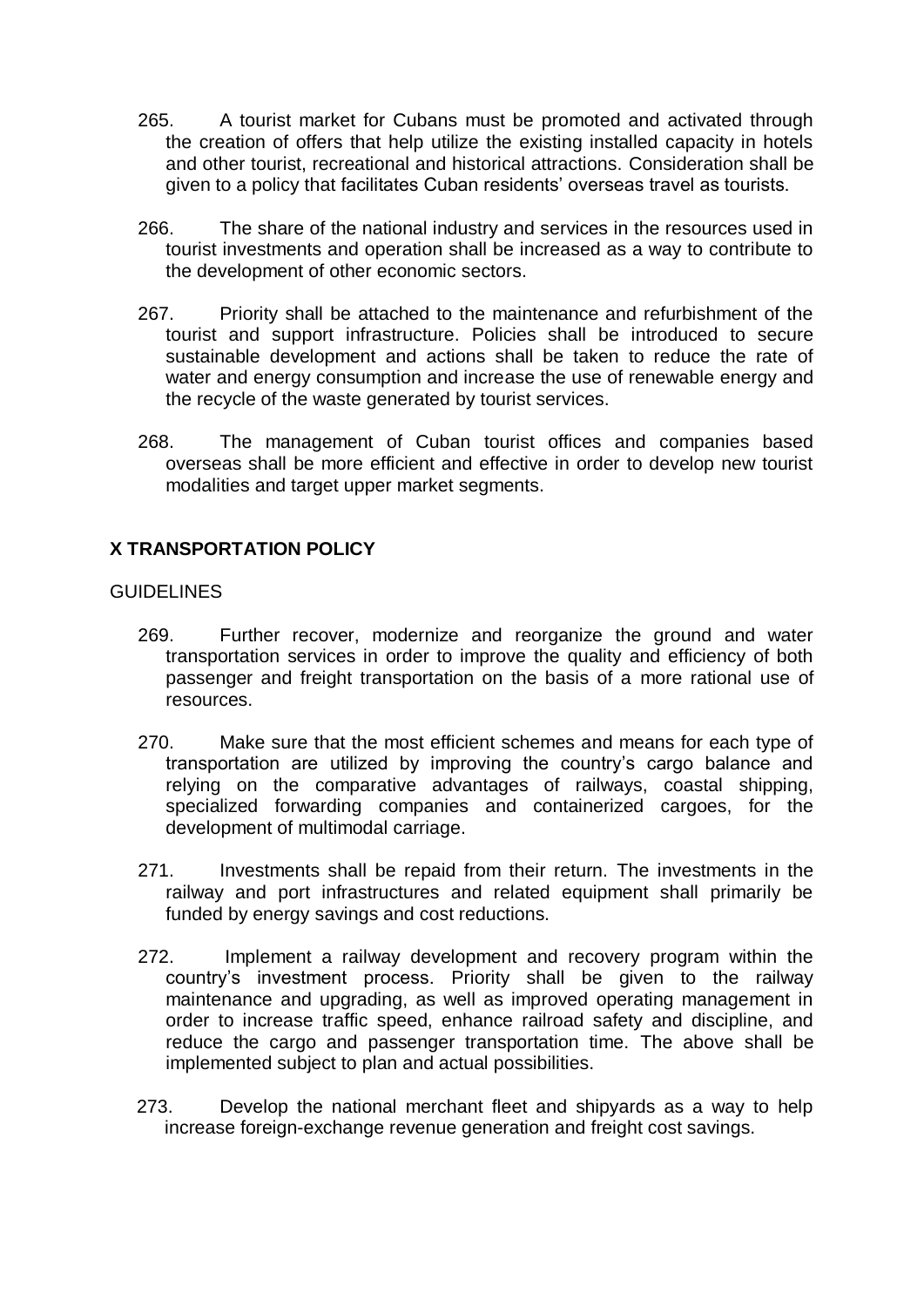265. A tourist market for Cubans must be promoted and activated through the creation of offers that help utilize the existing installed capacity in hotels and other tourist, recreational and historical attractions. Consideration shall be given to a policy that facilitates Cuban residents' overseas travel as tourists.

266. The share of the national industry and services in the resources used in tourist investments and operation shall be increased as a way to contribute to the development of other economic sectors.

267. Priority shall be attached to the maintenance and refurbishment of the tourist and support infrastructure. Policies shall be introduced to secure sustainable development and actions shall be taken to reduce the rate of water and energy consumption and increase the use of renewable energy and the recycle of the waste generated by tourist services.

268. The management of Cuban tourist offices and companies based overseas shall be more efficient and effective in order to develop new tourist modalities and target upper market segments.

## X TRANSPORTATION POLICY

GUIDELINES

269. Further recover, modernize and reorganize the ground and water transportation services in order to improve the quality and efficiency of both passenger and freight transportation on the basis of a more rational use of resources.

270. Make sure that the most efficient schemes and means for each type of transportation are utilized by improving the country's cargo balance and relying on the comparative advantages of railways, coastal shipping, specialized forwarding companies and containerized cargoes, for the development of multimodal carriage.

271. Investments shall be repaid from their return. The investments in the railway and port infrastructures and related equipment shall primarily be funded by energy savings and cost reductions.

272. Implement a railway development and recovery program within the country's investment process. Priority shall be given to the railway maintenance and upgrading, as well as improved operating management in order to increase traffic speed, enhance railroad safety and discipline, and reduce the cargo and passenger transportation time. The above shall be implemented subject to plan and actual possibilities.

273. Develop the national merchant fleet and shipyards as a way to help increase foreign-exchange revenue generation and freight cost savings.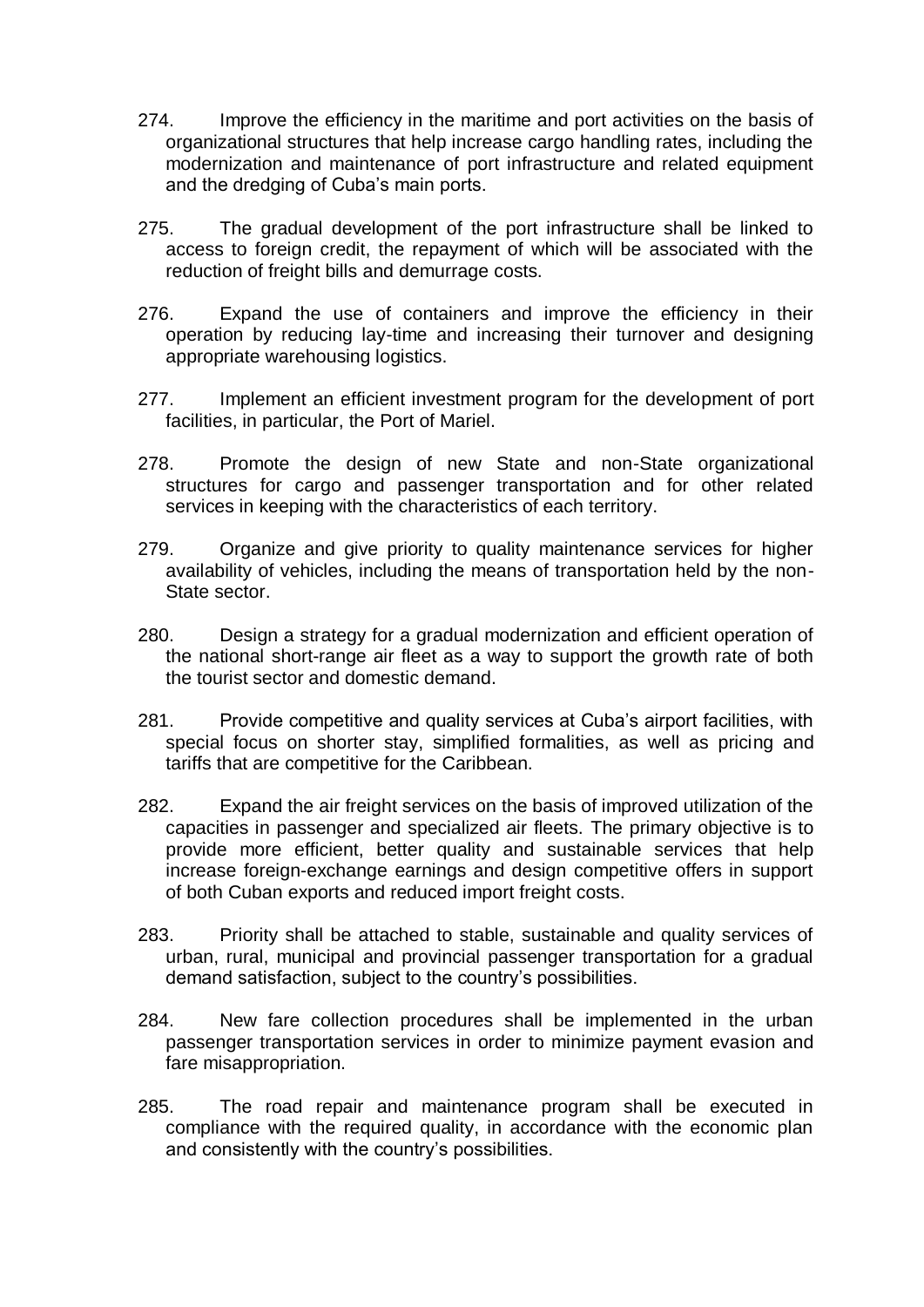274. Improve the efficiency in the maritime and port activities on the basis of organizational structures that help increase cargo handling rates, including the modernization and maintenance of port infrastructure and related equipment and the dredging of Cuba's main ports.

275. The gradual development of the port infrastructure shall be linked to access to foreign credit, the repayment of which will be associated with the reduction of freight bills and demurrage costs.

276. Expand the use of containers and improve the efficiency in their operation by reducing lay-time and increasing their turnover and designing appropriate warehousing logistics.

277. Implement an efficient investment program for the development of port facilities, in particular, the Port of Mariel.

278. Promote the design of new State and non-State organizational structures for cargo and passenger transportation and for other related services in keeping with the characteristics of each territory.

279. Organize and give priority to quality maintenance services for higher availability of vehicles, including the means of transportation held by the non-State sector.

280. Design a strategy for a gradual modernization and efficient operation of the national short-range air fleet as a way to support the growth rate of both the tourist sector and domestic demand.

281. Provide competitive and quality services at Cuba's airport facilities, with special focus on shorter stay, simplified formalities, as well as pricing and tariffs that are competitive for the Caribbean.

282. Expand the air freight services on the basis of improved utilization of the capacities in passenger and specialized air fleets. The primary objective is to provide more efficient, better quality and sustainable services that help increase foreign-exchange earnings and design competitive offers in support of both Cuban exports and reduced import freight costs.

283. Priority shall be attached to stable, sustainable and quality services of urban, rural, municipal and provincial passenger transportation for a gradual demand satisfaction, subject to the country's possibilities.

284. New fare collection procedures shall be implemented in the urban passenger transportation services in order to minimize payment evasion and fare misappropriation.

285. The road repair and maintenance program shall be executed in compliance with the required quality, in accordance with the economic plan and consistently with the country's possibilities.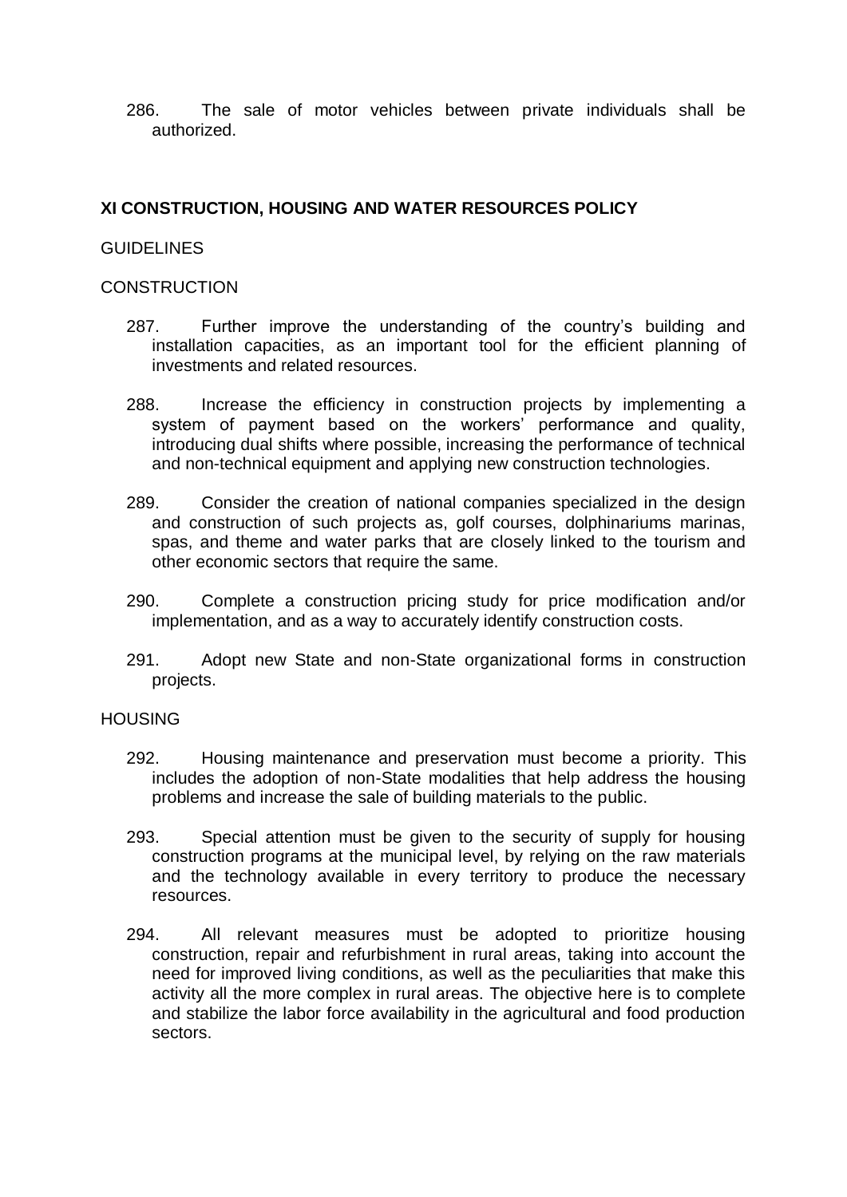286. The sale of motor vehicles between private individuals shall be authorized.

## XI CONSTRUCTION, HOUSING AND WATER RESOURCES POLICY

GUIDELINES

CONSTRUCTION

287. Further improve the understanding of the country's building and installation capacities, as an important tool for the efficient planning of investments and related resources.

288. Increase the efficiency in construction projects by implementing a system of payment based on the workers' performance and quality, introducing dual shifts where possible, increasing the performance of technical and non-technical equipment and applying new construction technologies.

289. Consider the creation of national companies specialized in the design and construction of such projects as, golf courses, dolphinariums marinas, spas, and theme and water parks that are closely linked to the tourism and other economic sectors that require the same.

290. Complete a construction pricing study for price modification and/or implementation, and as a way to accurately identify construction costs.

291. Adopt new State and non-State organizational forms in construction projects.

HOUSING

292. Housing maintenance and preservation must become a priority. This includes the adoption of non-State modalities that help address the housing problems and increase the sale of building materials to the public.

293. Special attention must be given to the security of supply for housing construction programs at the municipal level, by relying on the raw materials and the technology available in every territory to produce the necessary resources.

294. All relevant measures must be adopted to prioritize housing construction, repair and refurbishment in rural areas, taking into account the need for improved living conditions, as well as the peculiarities that make this activity all the more complex in rural areas. The objective here is to complete and stabilize the labor force availability in the agricultural and food production sectors.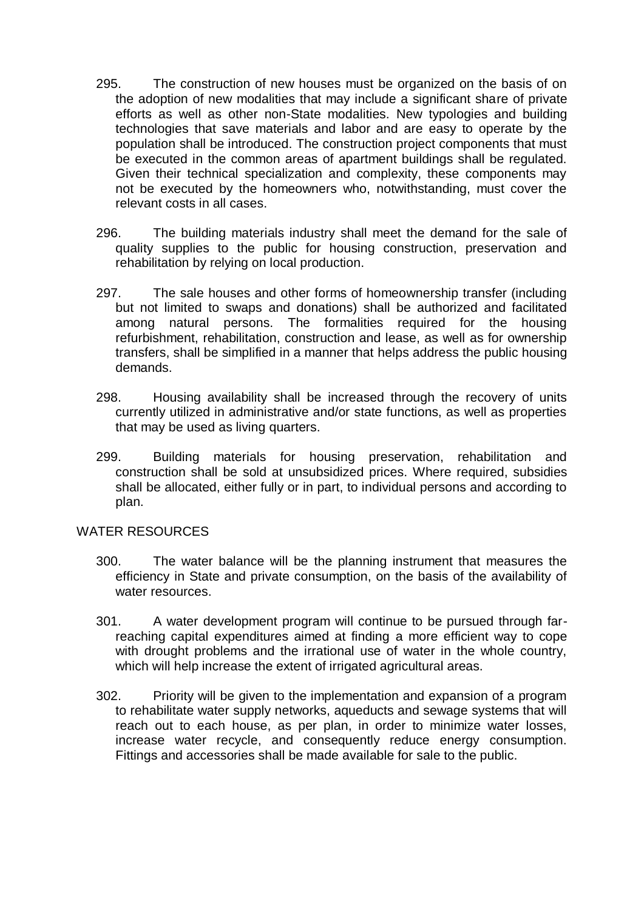295. The construction of new houses must be organized on the basis of on the adoption of new modalities that may include a significant share of private efforts as well as other non-State modalities. New typologies and building technologies that save materials and labor and are easy to operate by the population shall be introduced. The construction project components that must be executed in the common areas of apartment buildings shall be regulated. Given their technical specialization and complexity, these components may not be executed by the homeowners who, notwithstanding, must cover the relevant costs in all cases.

296. The building materials industry shall meet the demand for the sale of quality supplies to the public for housing construction, preservation and rehabilitation by relying on local production.

297. The sale houses and other forms of homeownership transfer (including but not limited to swaps and donations) shall be authorized and facilitated among natural persons. The formalities required for the housing refurbishment, rehabilitation, construction and lease, as well as for ownership transfers, shall be simplified in a manner that helps address the public housing demands.

298. Housing availability shall be increased through the recovery of units currently utilized in administrative and/or state functions, as well as properties that may be used as living quarters.

299. Building materials for housing preservation, rehabilitation and construction shall be sold at unsubsidized prices. Where required, subsidies shall be allocated, either fully or in part, to individual persons and according to plan.

WATER RESOURCES

300. The water balance will be the planning instrument that measures the efficiency in State and private consumption, on the basis of the availability of water resources.

301. A water development program will continue to be pursued through far-reaching capital expenditures aimed at finding a more efficient way to cope with drought problems and the irrational use of water in the whole country, which will help increase the extent of irrigated agricultural areas.

302. Priority will be given to the implementation and expansion of a program to rehabilitate water supply networks, aqueducts and sewage systems that will reach out to each house, as per plan, in order to minimize water losses, increase water recycle, and consequently reduce energy consumption. Fittings and accessories shall be made available for sale to the public.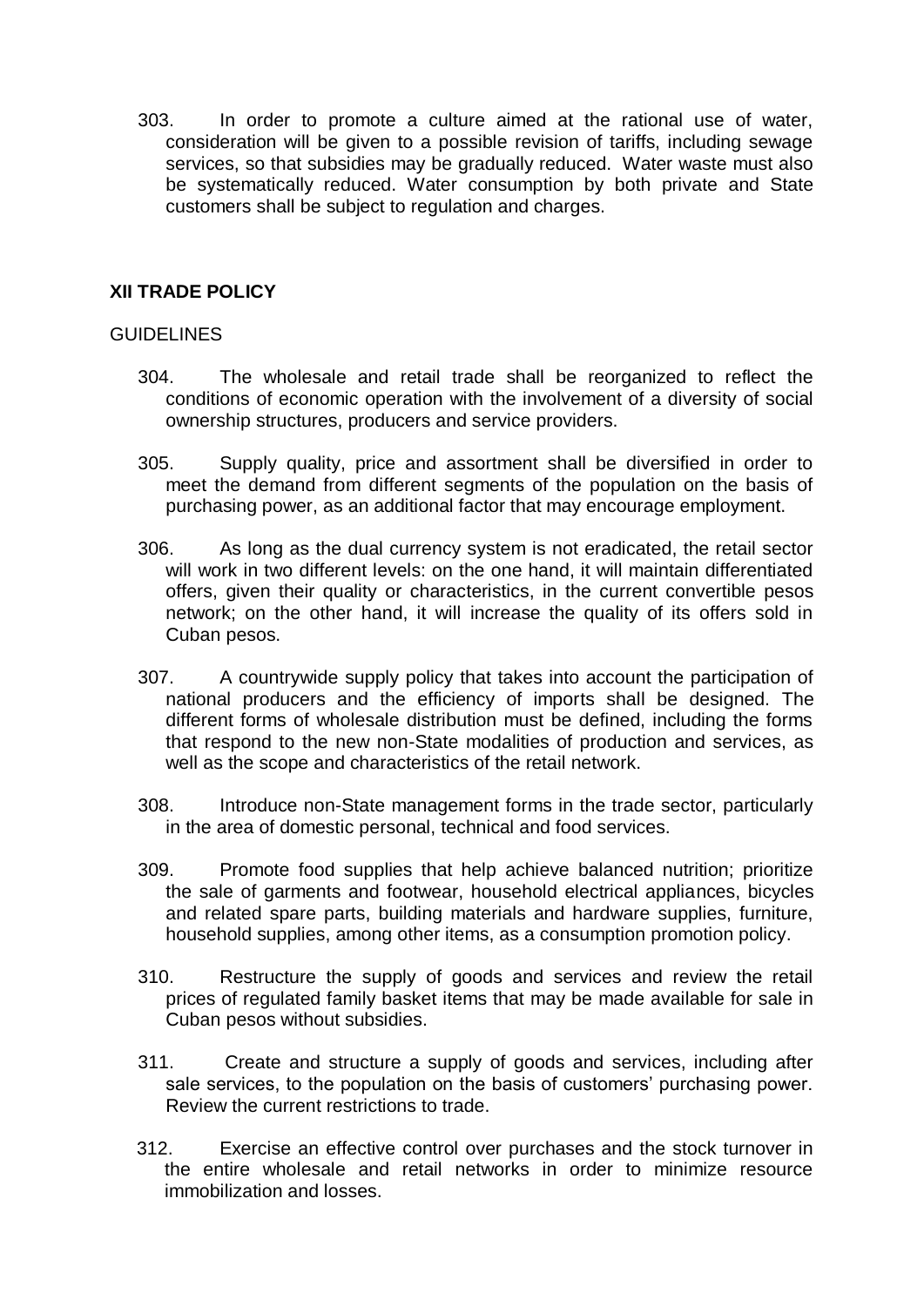303. In order to promote a culture aimed at the rational use of water, consideration will be given to a possible revision of tariffs, including sewage services, so that subsidies may be gradually reduced. Water waste must also be systematically reduced. Water consumption by both private and State customers shall be subject to regulation and charges.

## XII TRADE POLICY

GUIDELINES

304. The wholesale and retail trade shall be reorganized to reflect the conditions of economic operation with the involvement of a diversity of social ownership structures, producers and service providers.

305. Supply quality, price and assortment shall be diversified in order to meet the demand from different segments of the population on the basis of purchasing power, as an additional factor that may encourage employment.

306. As long as the dual currency system is not eradicated, the retail sector will work in two different levels: on the one hand, it will maintain differentiated offers, given their quality or characteristics, in the current convertible pesos network; on the other hand, it will increase the quality of its offers sold in Cuban pesos.

307. A countrywide supply policy that takes into account the participation of national producers and the efficiency of imports shall be designed. The different forms of wholesale distribution must be defined, including the forms that respond to the new non-State modalities of production and services, as well as the scope and characteristics of the retail network.

308. Introduce non-State management forms in the trade sector, particularly in the area of domestic personal, technical and food services.

309. Promote food supplies that help achieve balanced nutrition; prioritize the sale of garments and footwear, household electrical appliances, bicycles and related spare parts, building materials and hardware supplies, furniture, household supplies, among other items, as a consumption promotion policy.

310. Restructure the supply of goods and services and review the retail prices of regulated family basket items that may be made available for sale in Cuban pesos without subsidies.

311. Create and structure a supply of goods and services, including after sale services, to the population on the basis of customers' purchasing power. Review the current restrictions to trade.

312. Exercise an effective control over purchases and the stock turnover in the entire wholesale and retail networks in order to minimize resource immobilization and losses.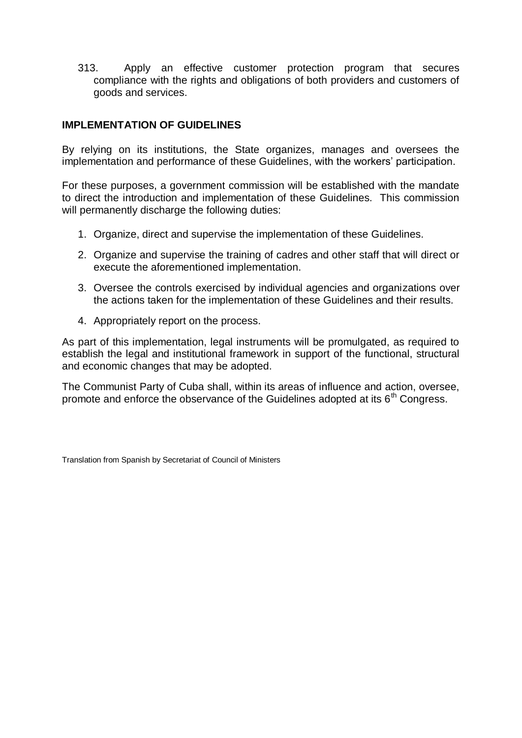313. Apply an effective customer protection program that secures compliance with the rights and obligations of both providers and customers of goods and services.

## IMPLEMENTATION OF GUIDELINES

By relying on its institutions, the State organizes, manages and oversees the implementation and performance of these Guidelines, with the workers' participation.

For these purposes, a government commission will be established with the mandate to direct the introduction and implementation of these Guidelines. This commission will permanently discharge the following duties:

1. Organize, direct and supervise the implementation of these Guidelines.
2. Organize and supervise the training of cadres and other staff that will direct or execute the aforementioned implementation.
3. Oversee the controls exercised by individual agencies and organizations over the actions taken for the implementation of these Guidelines and their results.
4. Appropriately report on the process.

As part of this implementation, legal instruments will be promulgated, as required to establish the legal and institutional framework in support of the functional, structural and economic changes that may be adopted.

The Communist Party of Cuba shall, within its areas of influence and action, oversee, promote and enforce the observance of the Guidelines adopted at its 6th Congress.

Translation from Spanish by Secretariat of Council of Ministers